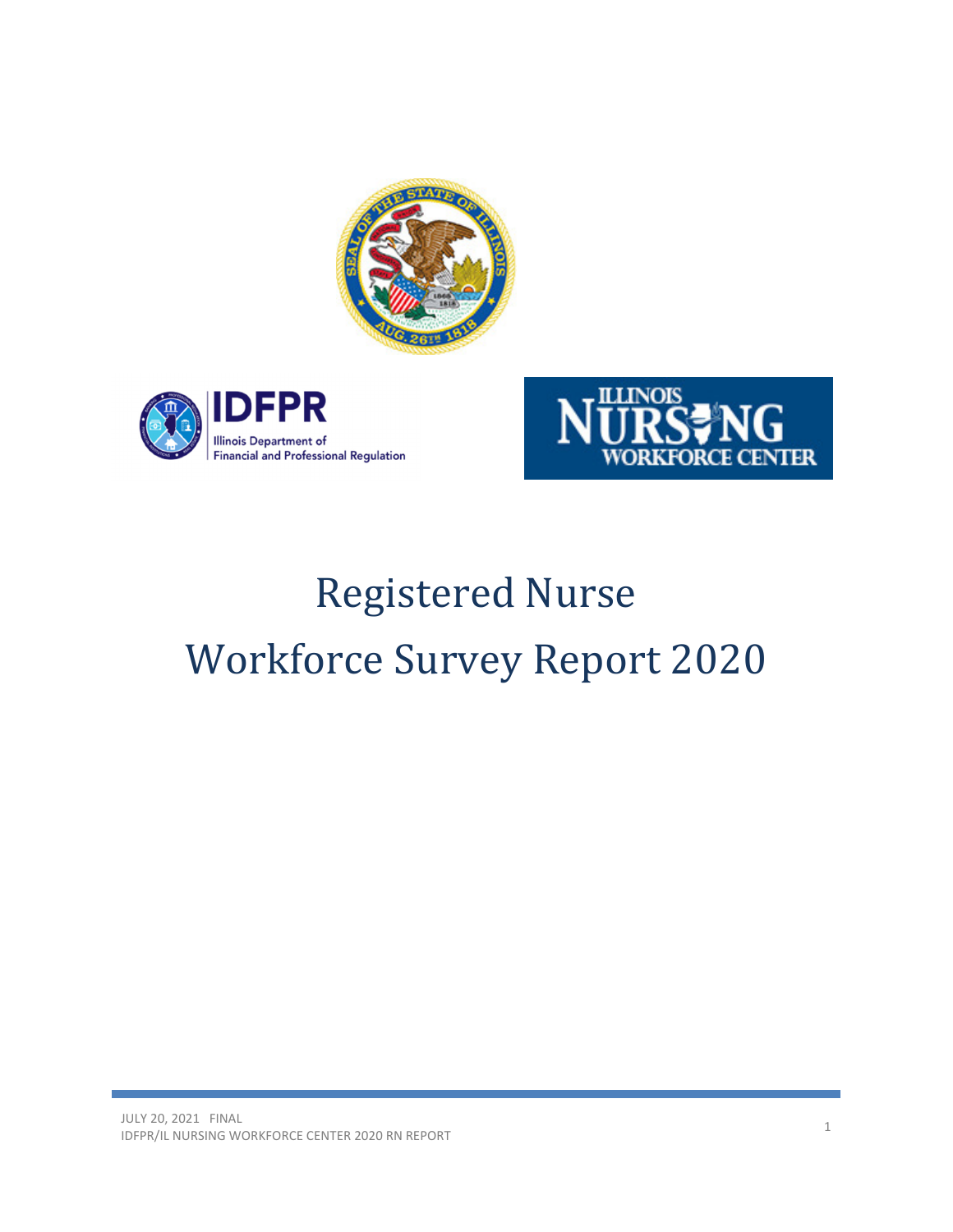# Registered Nurse Workforce Survey Report 2020

JULY 20, 2021 FINAL
IDFPR/IL NURSING WORKFORCE CENTER 2020 RN REPORT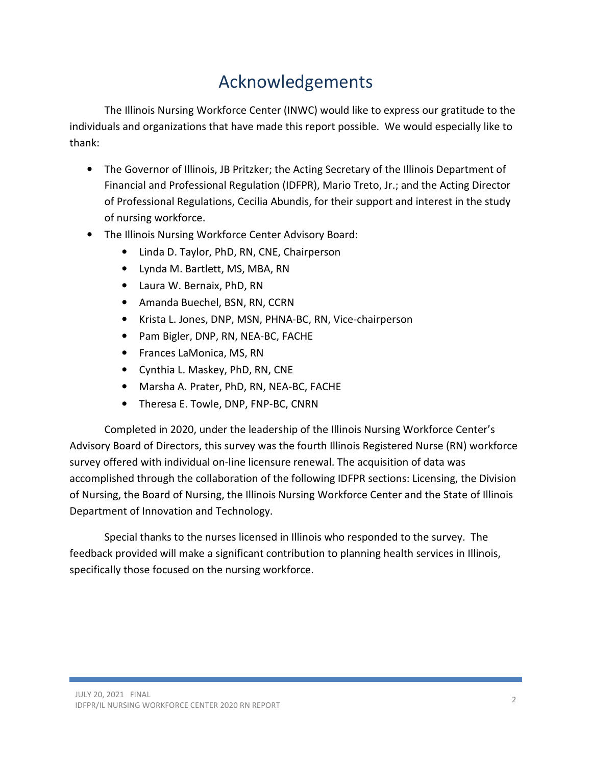# Acknowledgements

The Illinois Nursing Workforce Center (INWC) would like to express our gratitude to the individuals and organizations that have made this report possible. We would especially like to thank:

- The Governor of Illinois, JB Pritzker; the Acting Secretary of the Illinois Department of Financial and Professional Regulation (IDFPR), Mario Treto, Jr.; and the Acting Director of Professional Regulations, Cecilia Abundis, for their support and interest in the study of nursing workforce.
- The Illinois Nursing Workforce Center Advisory Board:
  - Linda D. Taylor, PhD, RN, CNE, Chairperson
  - Lynda M. Bartlett, MS, MBA, RN
  - Laura W. Bernaix, PhD, RN
  - Amanda Buechel, BSN, RN, CCRN
  - Krista L. Jones, DNP, MSN, PHNA-BC, RN, Vice-chairperson
  - Pam Bigler, DNP, RN, NEA-BC, FACHE
  - Frances LaMonica, MS, RN
  - Cynthia L. Maskey, PhD, RN, CNE
  - Marsha A. Prater, PhD, RN, NEA-BC, FACHE
  - Theresa E. Towle, DNP, FNP-BC, CNRN

Completed in 2020, under the leadership of the Illinois Nursing Workforce Center's Advisory Board of Directors, this survey was the fourth Illinois Registered Nurse (RN) workforce survey offered with individual on-line licensure renewal. The acquisition of data was accomplished through the collaboration of the following IDFPR sections: Licensing, the Division of Nursing, the Board of Nursing, the Illinois Nursing Workforce Center and the State of Illinois Department of Innovation and Technology.

Special thanks to the nurses licensed in Illinois who responded to the survey. The feedback provided will make a significant contribution to planning health services in Illinois, specifically those focused on the nursing workforce.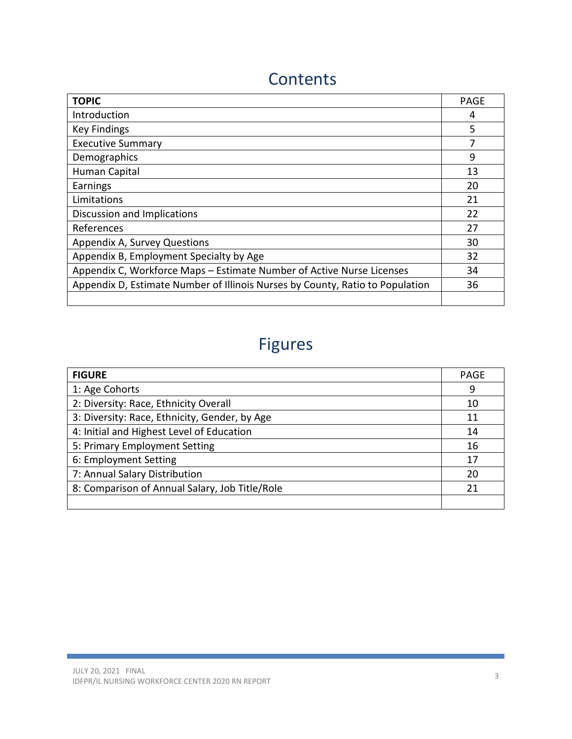# Contents

| TOPIC | PAGE |
|---|---|
| Introduction | 4 |
| Key Findings | 5 |
| Executive Summary | 7 |
| Demographics | 9 |
| Human Capital | 13 |
| Earnings | 20 |
| Limitations | 21 |
| Discussion and Implications | 22 |
| References | 27 |
| Appendix A, Survey Questions | 30 |
| Appendix B, Employment Specialty by Age | 32 |
| Appendix C, Workforce Maps – Estimate Number of Active Nurse Licenses | 34 |
| Appendix D, Estimate Number of Illinois Nurses by County, Ratio to Population | 36 |
| | |

# Figures

| FIGURE | PAGE |
|---|---|
| 1: Age Cohorts | 9 |
| 2: Diversity: Race, Ethnicity Overall | 10 |
| 3: Diversity: Race, Ethnicity, Gender, by Age | 11 |
| 4: Initial and Highest Level of Education | 14 |
| 5: Primary Employment Setting | 16 |
| 6: Employment Setting | 17 |
| 7: Annual Salary Distribution | 20 |
| 8: Comparison of Annual Salary, Job Title/Role | 21 |
| | |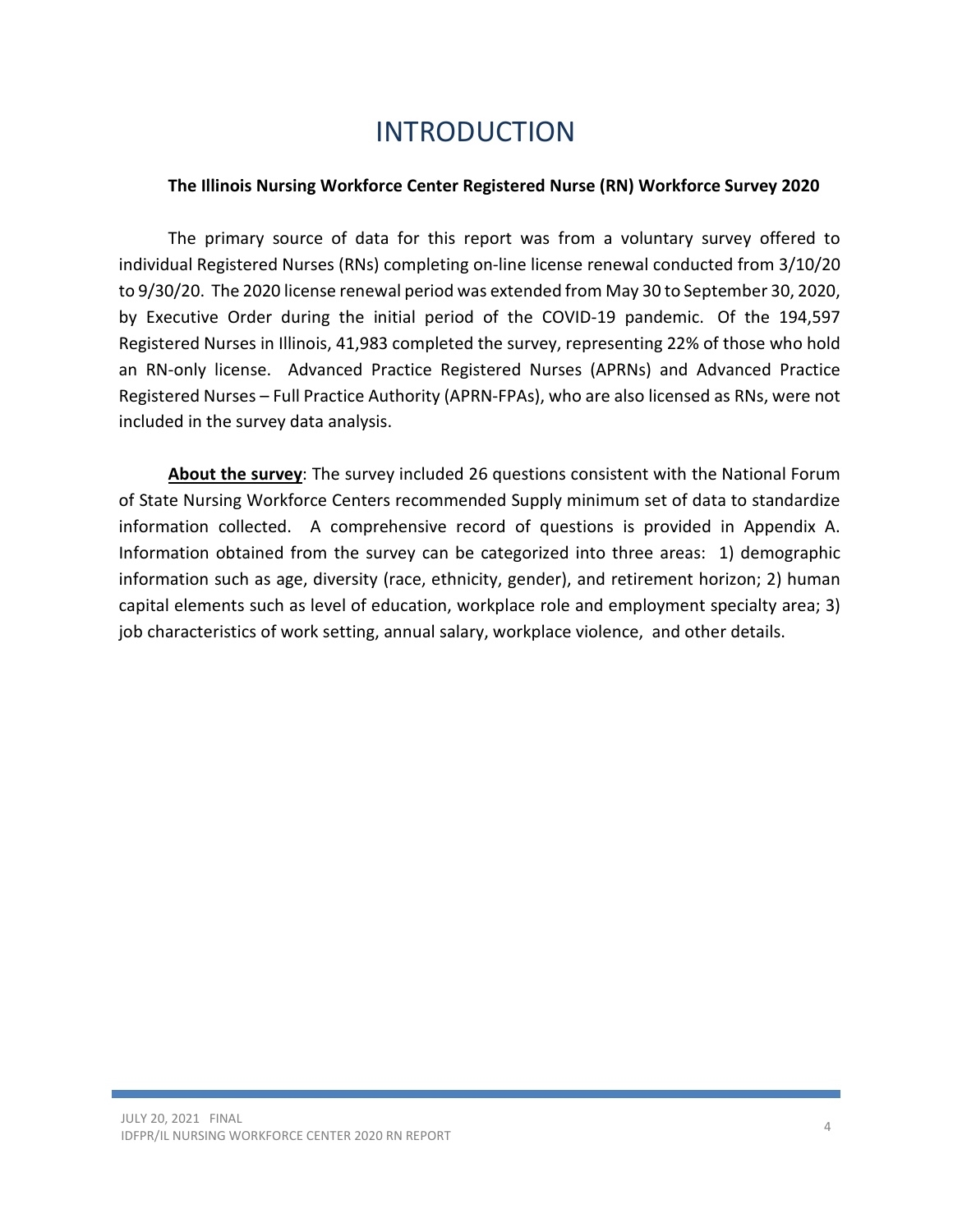# INTRODUCTION

**The Illinois Nursing Workforce Center Registered Nurse (RN) Workforce Survey 2020**

The primary source of data for this report was from a voluntary survey offered to individual Registered Nurses (RNs) completing on-line license renewal conducted from 3/10/20 to 9/30/20. The 2020 license renewal period was extended from May 30 to September 30, 2020, by Executive Order during the initial period of the COVID-19 pandemic. Of the 194,597 Registered Nurses in Illinois, 41,983 completed the survey, representing 22% of those who hold an RN-only license. Advanced Practice Registered Nurses (APRNs) and Advanced Practice Registered Nurses – Full Practice Authority (APRN-FPAs), who are also licensed as RNs, were not included in the survey data analysis.

**About the survey**: The survey included 26 questions consistent with the National Forum of State Nursing Workforce Centers recommended Supply minimum set of data to standardize information collected. A comprehensive record of questions is provided in Appendix A. Information obtained from the survey can be categorized into three areas: 1) demographic information such as age, diversity (race, ethnicity, gender), and retirement horizon; 2) human capital elements such as level of education, workplace role and employment specialty area; 3) job characteristics of work setting, annual salary, workplace violence, and other details.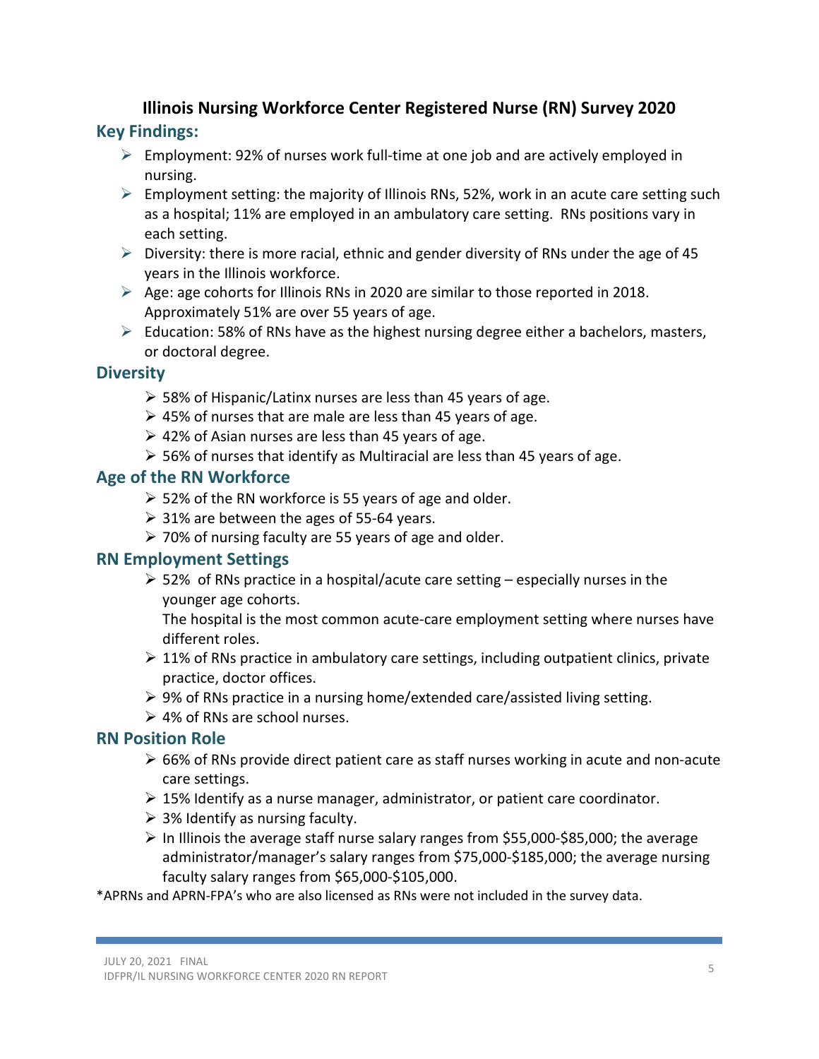# Illinois Nursing Workforce Center Registered Nurse (RN) Survey 2020

## Key Findings:

- Employment: 92% of nurses work full-time at one job and are actively employed in nursing.
- Employment setting: the majority of Illinois RNs, 52%, work in an acute care setting such as a hospital; 11% are employed in an ambulatory care setting. RNs positions vary in each setting.
- Diversity: there is more racial, ethnic and gender diversity of RNs under the age of 45 years in the Illinois workforce.
- Age: age cohorts for Illinois RNs in 2020 are similar to those reported in 2018. Approximately 51% are over 55 years of age.
- Education: 58% of RNs have as the highest nursing degree either a bachelors, masters, or doctoral degree.

## Diversity

- 58% of Hispanic/Latinx nurses are less than 45 years of age.
- 45% of nurses that are male are less than 45 years of age.
- 42% of Asian nurses are less than 45 years of age.
- 56% of nurses that identify as Multiracial are less than 45 years of age.

## Age of the RN Workforce

- 52% of the RN workforce is 55 years of age and older.
- 31% are between the ages of 55-64 years.
- 70% of nursing faculty are 55 years of age and older.

## RN Employment Settings

- 52% of RNs practice in a hospital/acute care setting – especially nurses in the younger age cohorts.
  The hospital is the most common acute-care employment setting where nurses have different roles.
- 11% of RNs practice in ambulatory care settings, including outpatient clinics, private practice, doctor offices.
- 9% of RNs practice in a nursing home/extended care/assisted living setting.
- 4% of RNs are school nurses.

## RN Position Role

- 66% of RNs provide direct patient care as staff nurses working in acute and non-acute care settings.
- 15% Identify as a nurse manager, administrator, or patient care coordinator.
- 3% Identify as nursing faculty.
- In Illinois the average staff nurse salary ranges from $55,000-$85,000; the average administrator/manager's salary ranges from $75,000-$185,000; the average nursing faculty salary ranges from $65,000-$105,000.

*APRNs and APRN-FPA's who are also licensed as RNs were not included in the survey data.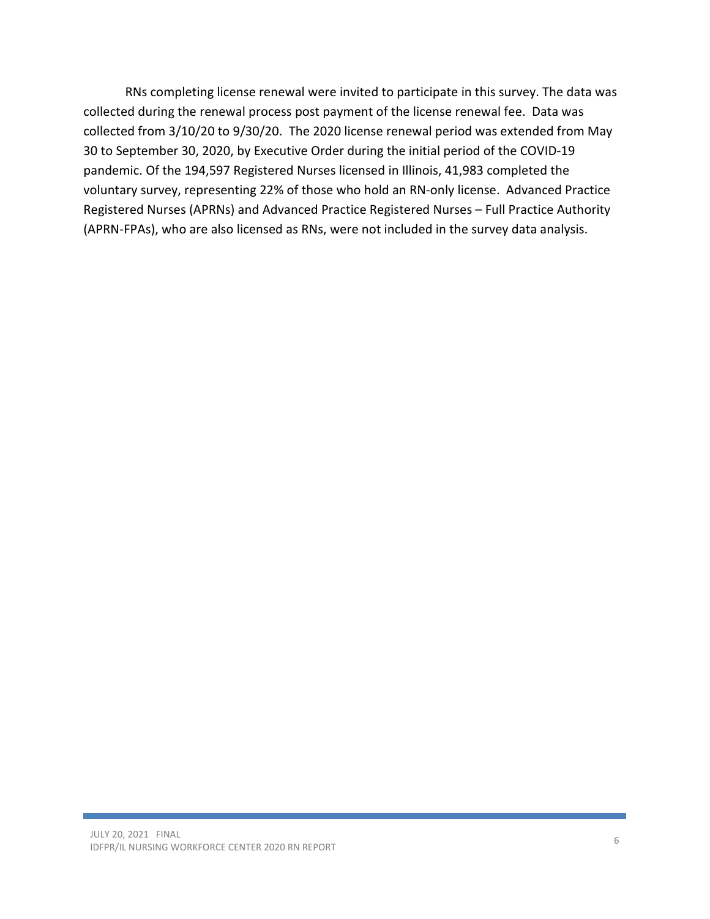RNs completing license renewal were invited to participate in this survey. The data was collected during the renewal process post payment of the license renewal fee. Data was collected from 3/10/20 to 9/30/20. The 2020 license renewal period was extended from May 30 to September 30, 2020, by Executive Order during the initial period of the COVID-19 pandemic. Of the 194,597 Registered Nurses licensed in Illinois, 41,983 completed the voluntary survey, representing 22% of those who hold an RN-only license. Advanced Practice Registered Nurses (APRNs) and Advanced Practice Registered Nurses – Full Practice Authority (APRN-FPAs), who are also licensed as RNs, were not included in the survey data analysis.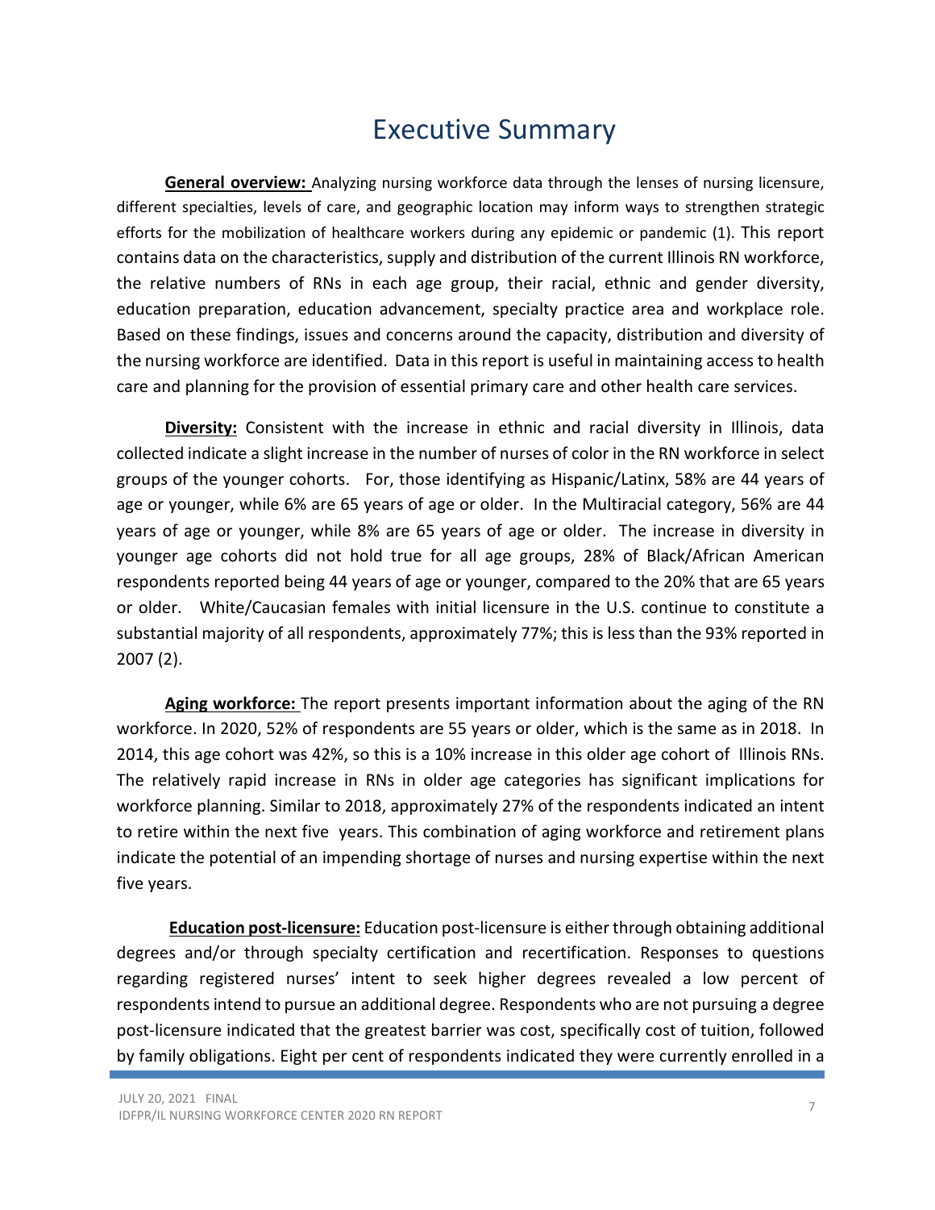# Executive Summary

**General overview:** Analyzing nursing workforce data through the lenses of nursing licensure, different specialties, levels of care, and geographic location may inform ways to strengthen strategic efforts for the mobilization of healthcare workers during any epidemic or pandemic (1). This report contains data on the characteristics, supply and distribution of the current Illinois RN workforce, the relative numbers of RNs in each age group, their racial, ethnic and gender diversity, education preparation, education advancement, specialty practice area and workplace role. Based on these findings, issues and concerns around the capacity, distribution and diversity of the nursing workforce are identified. Data in this report is useful in maintaining access to health care and planning for the provision of essential primary care and other health care services.

**Diversity:** Consistent with the increase in ethnic and racial diversity in Illinois, data collected indicate a slight increase in the number of nurses of color in the RN workforce in select groups of the younger cohorts. For, those identifying as Hispanic/Latinx, 58% are 44 years of age or younger, while 6% are 65 years of age or older. In the Multiracial category, 56% are 44 years of age or younger, while 8% are 65 years of age or older. The increase in diversity in younger age cohorts did not hold true for all age groups, 28% of Black/African American respondents reported being 44 years of age or younger, compared to the 20% that are 65 years or older. White/Caucasian females with initial licensure in the U.S. continue to constitute a substantial majority of all respondents, approximately 77%; this is less than the 93% reported in 2007 (2).

**Aging workforce:** The report presents important information about the aging of the RN workforce. In 2020, 52% of respondents are 55 years or older, which is the same as in 2018. In 2014, this age cohort was 42%, so this is a 10% increase in this older age cohort of Illinois RNs. The relatively rapid increase in RNs in older age categories has significant implications for workforce planning. Similar to 2018, approximately 27% of the respondents indicated an intent to retire within the next five years. This combination of aging workforce and retirement plans indicate the potential of an impending shortage of nurses and nursing expertise within the next five years.

**Education post-licensure:** Education post-licensure is either through obtaining additional degrees and/or through specialty certification and recertification. Responses to questions regarding registered nurses' intent to seek higher degrees revealed a low percent of respondents intend to pursue an additional degree. Respondents who are not pursuing a degree post-licensure indicated that the greatest barrier was cost, specifically cost of tuition, followed by family obligations. Eight per cent of respondents indicated they were currently enrolled in a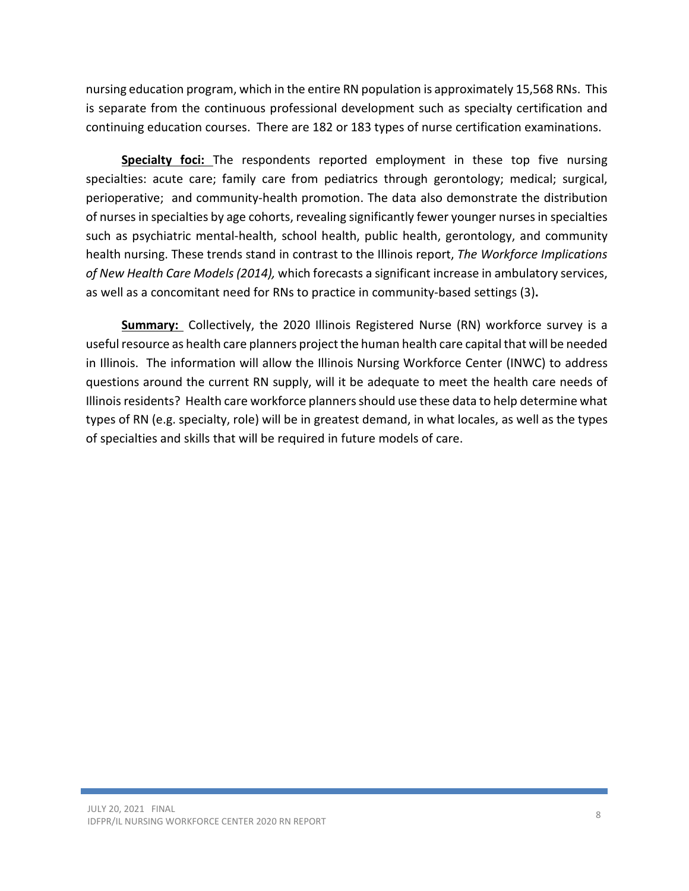nursing education program, which in the entire RN population is approximately 15,568 RNs. This is separate from the continuous professional development such as specialty certification and continuing education courses. There are 182 or 183 types of nurse certification examinations.

**Specialty foci:** The respondents reported employment in these top five nursing specialties: acute care; family care from pediatrics through gerontology; medical; surgical, perioperative; and community-health promotion. The data also demonstrate the distribution of nurses in specialties by age cohorts, revealing significantly fewer younger nurses in specialties such as psychiatric mental-health, school health, public health, gerontology, and community health nursing. These trends stand in contrast to the Illinois report, *The Workforce Implications of New Health Care Models (2014),* which forecasts a significant increase in ambulatory services, as well as a concomitant need for RNs to practice in community-based settings (3)**.**

**Summary:** Collectively, the 2020 Illinois Registered Nurse (RN) workforce survey is a useful resource as health care planners project the human health care capital that will be needed in Illinois. The information will allow the Illinois Nursing Workforce Center (INWC) to address questions around the current RN supply, will it be adequate to meet the health care needs of Illinois residents? Health care workforce planners should use these data to help determine what types of RN (e.g. specialty, role) will be in greatest demand, in what locales, as well as the types of specialties and skills that will be required in future models of care.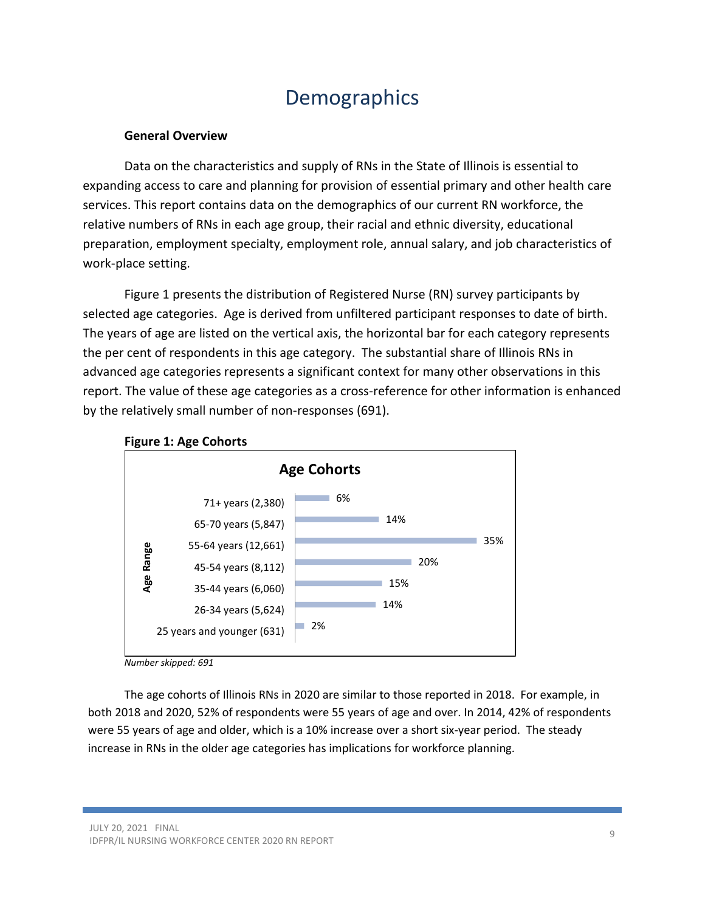# Demographics

**General Overview**

Data on the characteristics and supply of RNs in the State of Illinois is essential to expanding access to care and planning for provision of essential primary and other health care services. This report contains data on the demographics of our current RN workforce, the relative numbers of RNs in each age group, their racial and ethnic diversity, educational preparation, employment specialty, employment role, annual salary, and job characteristics of work-place setting.

Figure 1 presents the distribution of Registered Nurse (RN) survey participants by selected age categories. Age is derived from unfiltered participant responses to date of birth. The years of age are listed on the vertical axis, the horizontal bar for each category represents the per cent of respondents in this age category. The substantial share of Illinois RNs in advanced age categories represents a significant context for many other observations in this report. The value of these age categories as a cross-reference for other information is enhanced by the relatively small number of non-responses (691).

**Figure 1: Age Cohorts**

| Age Range | Percent |
|---|---|
| 71+ years (2,380) | 6% |
| 65-70 years (5,847) | 14% |
| 55-64 years (12,661) | 35% |
| 45-54 years (8,112) | 20% |
| 35-44 years (6,060) | 15% |
| 26-34 years (5,624) | 14% |
| 25 years and younger (631) | 2% |

*Number skipped: 691*

The age cohorts of Illinois RNs in 2020 are similar to those reported in 2018. For example, in both 2018 and 2020, 52% of respondents were 55 years of age and over. In 2014, 42% of respondents were 55 years of age and older, which is a 10% increase over a short six-year period. The steady increase in RNs in the older age categories has implications for workforce planning.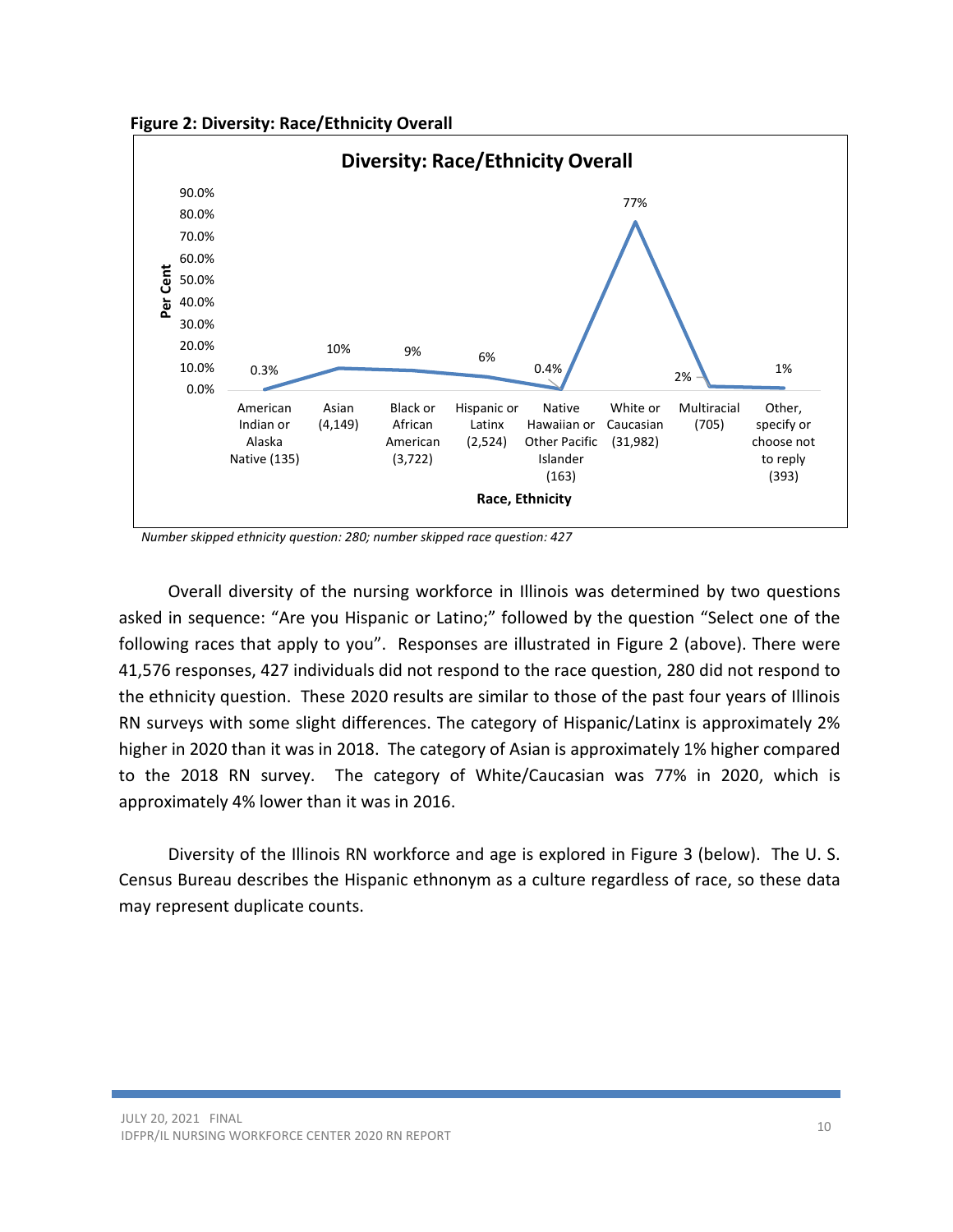**Figure 2: Diversity: Race/Ethnicity Overall**

**Diversity: Race/Ethnicity Overall**

| Race, Ethnicity | Per Cent |
|---|---|
| American Indian or Alaska Native (135) | 0.3% |
| Asian (4,149) | 10% |
| Black or African American (3,722) | 9% |
| Hispanic or Latinx (2,524) | 6% |
| Native Hawaiian or Other Pacific Islander (163) | 0.4% |
| White or Caucasian (31,982) | 77% |
| Multiracial (705) | 2% |
| Other, specify or choose not to reply (393) | 1% |

*Number skipped ethnicity question: 280; number skipped race question: 427*

Overall diversity of the nursing workforce in Illinois was determined by two questions asked in sequence: "Are you Hispanic or Latino;" followed by the question "Select one of the following races that apply to you". Responses are illustrated in Figure 2 (above). There were 41,576 responses, 427 individuals did not respond to the race question, 280 did not respond to the ethnicity question. These 2020 results are similar to those of the past four years of Illinois RN surveys with some slight differences. The category of Hispanic/Latinx is approximately 2% higher in 2020 than it was in 2018. The category of Asian is approximately 1% higher compared to the 2018 RN survey. The category of White/Caucasian was 77% in 2020, which is approximately 4% lower than it was in 2016.

Diversity of the Illinois RN workforce and age is explored in Figure 3 (below). The U. S. Census Bureau describes the Hispanic ethnonym as a culture regardless of race, so these data may represent duplicate counts.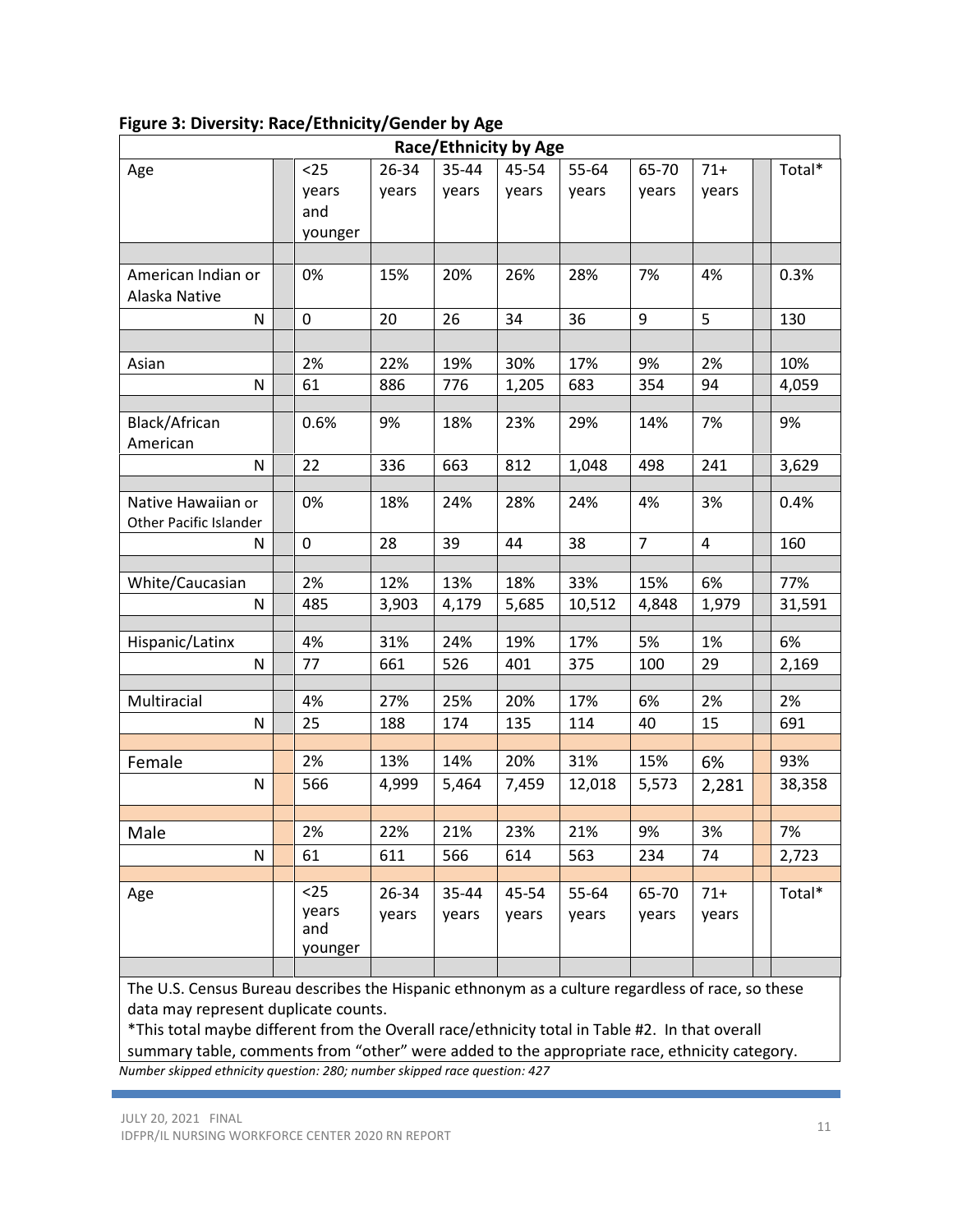**Figure 3: Diversity: Race/Ethnicity/Gender by Age**

| Race/Ethnicity by Age | | | | | | | | |
|---|---|---|---|---|---|---|---|---|
| Age | <25 years and younger | 26-34 years | 35-44 years | 45-54 years | 55-64 years | 65-70 years | 71+ years | Total* |
| American Indian or Alaska Native | 0% | 15% | 20% | 26% | 28% | 7% | 4% | 0.3% |
| N | 0 | 20 | 26 | 34 | 36 | 9 | 5 | 130 |
| Asian | 2% | 22% | 19% | 30% | 17% | 9% | 2% | 10% |
| N | 61 | 886 | 776 | 1,205 | 683 | 354 | 94 | 4,059 |
| Black/African American | 0.6% | 9% | 18% | 23% | 29% | 14% | 7% | 9% |
| N | 22 | 336 | 663 | 812 | 1,048 | 498 | 241 | 3,629 |
| Native Hawaiian or Other Pacific Islander | 0% | 18% | 24% | 28% | 24% | 4% | 3% | 0.4% |
| N | 0 | 28 | 39 | 44 | 38 | 7 | 4 | 160 |
| White/Caucasian | 2% | 12% | 13% | 18% | 33% | 15% | 6% | 77% |
| N | 485 | 3,903 | 4,179 | 5,685 | 10,512 | 4,848 | 1,979 | 31,591 |
| Hispanic/Latinx | 4% | 31% | 24% | 19% | 17% | 5% | 1% | 6% |
| N | 77 | 661 | 526 | 401 | 375 | 100 | 29 | 2,169 |
| Multiracial | 4% | 27% | 25% | 20% | 17% | 6% | 2% | 2% |
| N | 25 | 188 | 174 | 135 | 114 | 40 | 15 | 691 |
| Female | 2% | 13% | 14% | 20% | 31% | 15% | 6% | 93% |
| N | 566 | 4,999 | 5,464 | 7,459 | 12,018 | 5,573 | 2,281 | 38,358 |
| Male | 2% | 22% | 21% | 23% | 21% | 9% | 3% | 7% |
| N | 61 | 611 | 566 | 614 | 563 | 234 | 74 | 2,723 |
| Age | <25 years and younger | 26-34 years | 35-44 years | 45-54 years | 55-64 years | 65-70 years | 71+ years | Total* |

The U.S. Census Bureau describes the Hispanic ethnonym as a culture regardless of race, so these data may represent duplicate counts.

*This total maybe different from the Overall race/ethnicity total in Table #2. In that overall summary table, comments from "other" were added to the appropriate race, ethnicity category.

*Number skipped ethnicity question: 280; number skipped race question: 427*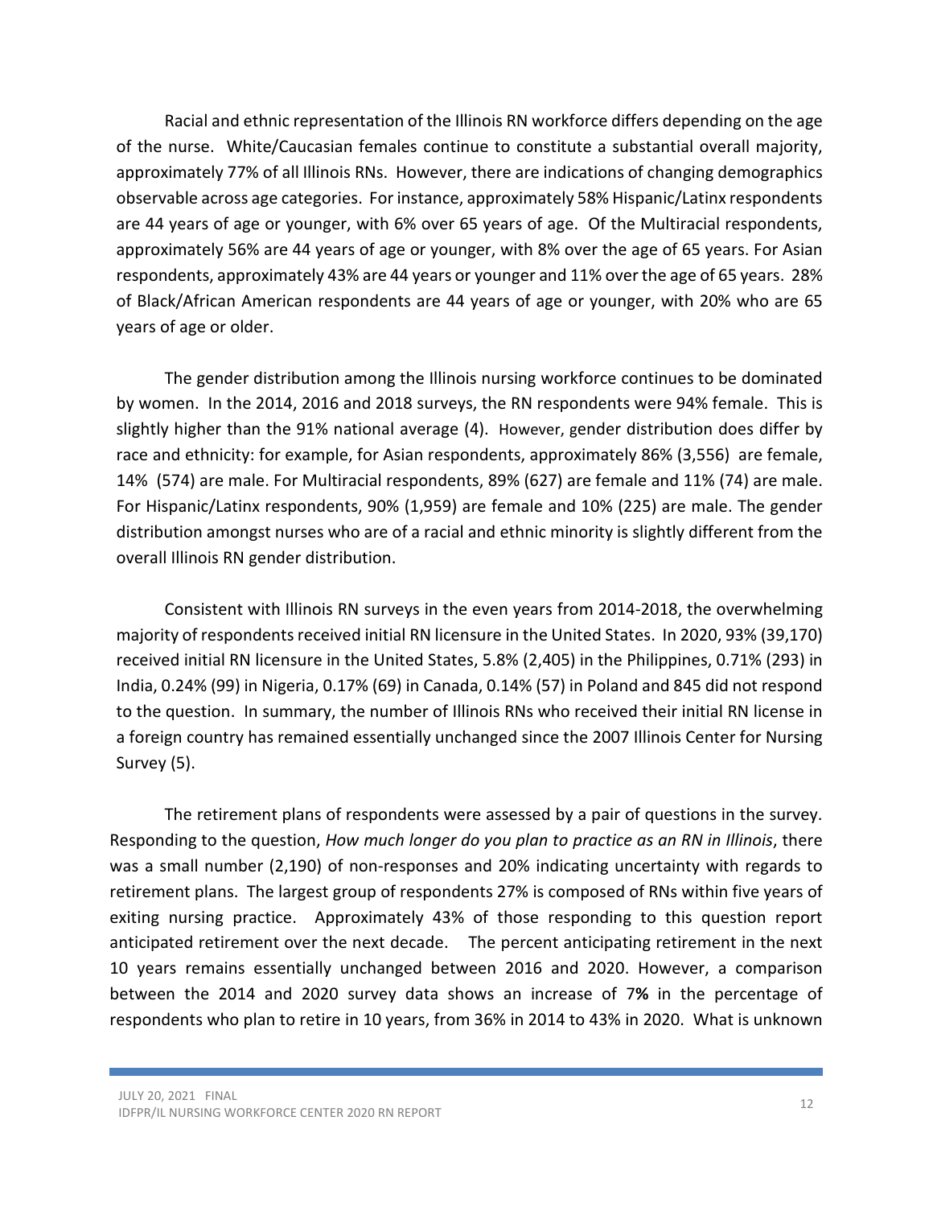Racial and ethnic representation of the Illinois RN workforce differs depending on the age of the nurse. White/Caucasian females continue to constitute a substantial overall majority, approximately 77% of all Illinois RNs. However, there are indications of changing demographics observable across age categories. For instance, approximately 58% Hispanic/Latinx respondents are 44 years of age or younger, with 6% over 65 years of age. Of the Multiracial respondents, approximately 56% are 44 years of age or younger, with 8% over the age of 65 years. For Asian respondents, approximately 43% are 44 years or younger and 11% over the age of 65 years. 28% of Black/African American respondents are 44 years of age or younger, with 20% who are 65 years of age or older.

The gender distribution among the Illinois nursing workforce continues to be dominated by women. In the 2014, 2016 and 2018 surveys, the RN respondents were 94% female. This is slightly higher than the 91% national average (4). However, gender distribution does differ by race and ethnicity: for example, for Asian respondents, approximately 86% (3,556) are female, 14% (574) are male. For Multiracial respondents, 89% (627) are female and 11% (74) are male. For Hispanic/Latinx respondents, 90% (1,959) are female and 10% (225) are male. The gender distribution amongst nurses who are of a racial and ethnic minority is slightly different from the overall Illinois RN gender distribution.

Consistent with Illinois RN surveys in the even years from 2014-2018, the overwhelming majority of respondents received initial RN licensure in the United States. In 2020, 93% (39,170) received initial RN licensure in the United States, 5.8% (2,405) in the Philippines, 0.71% (293) in India, 0.24% (99) in Nigeria, 0.17% (69) in Canada, 0.14% (57) in Poland and 845 did not respond to the question. In summary, the number of Illinois RNs who received their initial RN license in a foreign country has remained essentially unchanged since the 2007 Illinois Center for Nursing Survey (5).

The retirement plans of respondents were assessed by a pair of questions in the survey. Responding to the question, *How much longer do you plan to practice as an RN in Illinois*, there was a small number (2,190) of non-responses and 20% indicating uncertainty with regards to retirement plans. The largest group of respondents 27% is composed of RNs within five years of exiting nursing practice. Approximately 43% of those responding to this question report anticipated retirement over the next decade. The percent anticipating retirement in the next 10 years remains essentially unchanged between 2016 and 2020. However, a comparison between the 2014 and 2020 survey data shows an increase of 7**%** in the percentage of respondents who plan to retire in 10 years, from 36% in 2014 to 43% in 2020. What is unknown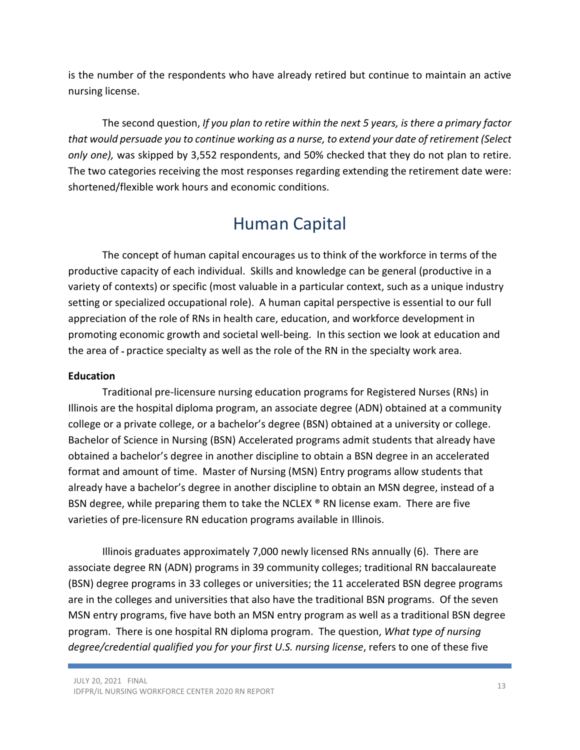is the number of the respondents who have already retired but continue to maintain an active nursing license.

The second question, *If you plan to retire within the next 5 years, is there a primary factor that would persuade you to continue working as a nurse, to extend your date of retirement (Select only one),* was skipped by 3,552 respondents, and 50% checked that they do not plan to retire. The two categories receiving the most responses regarding extending the retirement date were: shortened/flexible work hours and economic conditions.

# Human Capital

The concept of human capital encourages us to think of the workforce in terms of the productive capacity of each individual. Skills and knowledge can be general (productive in a variety of contexts) or specific (most valuable in a particular context, such as a unique industry setting or specialized occupational role). A human capital perspective is essential to our full appreciation of the role of RNs in health care, education, and workforce development in promoting economic growth and societal well-being. In this section we look at education and the area of practice specialty as well as the role of the RN in the specialty work area.

**Education**

Traditional pre-licensure nursing education programs for Registered Nurses (RNs) in Illinois are the hospital diploma program, an associate degree (ADN) obtained at a community college or a private college, or a bachelor's degree (BSN) obtained at a university or college. Bachelor of Science in Nursing (BSN) Accelerated programs admit students that already have obtained a bachelor's degree in another discipline to obtain a BSN degree in an accelerated format and amount of time. Master of Nursing (MSN) Entry programs allow students that already have a bachelor's degree in another discipline to obtain an MSN degree, instead of a BSN degree, while preparing them to take the NCLEX ® RN license exam. There are five varieties of pre-licensure RN education programs available in Illinois.

Illinois graduates approximately 7,000 newly licensed RNs annually (6). There are associate degree RN (ADN) programs in 39 community colleges; traditional RN baccalaureate (BSN) degree programs in 33 colleges or universities; the 11 accelerated BSN degree programs are in the colleges and universities that also have the traditional BSN programs. Of the seven MSN entry programs, five have both an MSN entry program as well as a traditional BSN degree program. There is one hospital RN diploma program. The question, *What type of nursing degree/credential qualified you for your first U.S. nursing license*, refers to one of these five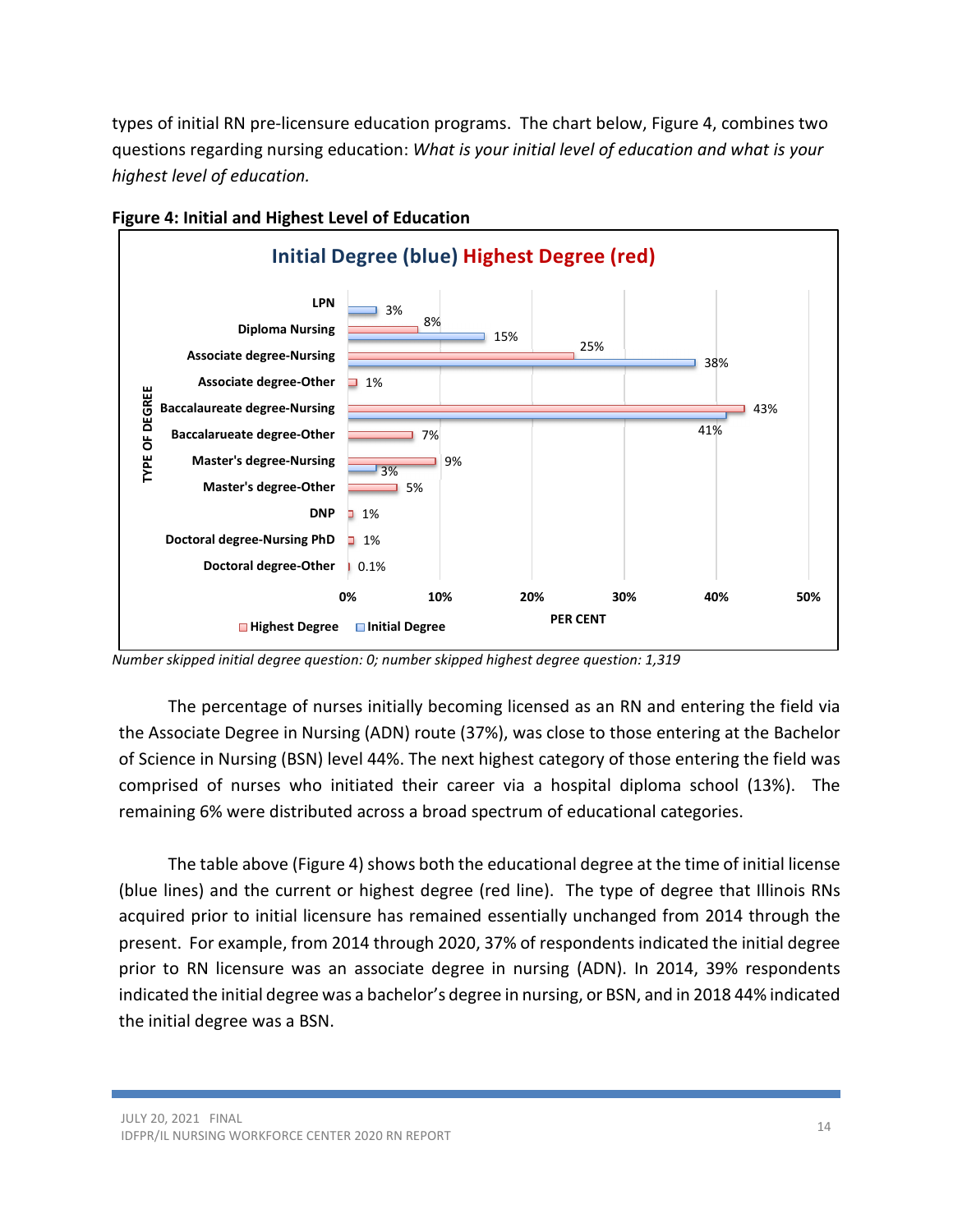types of initial RN pre-licensure education programs. The chart below, Figure 4, combines two questions regarding nursing education: *What is your initial level of education and what is your highest level of education.*

**Figure 4: Initial and Highest Level of Education**

| Type of Degree | Initial Degree (blue) | Highest Degree (red) |
|---|---|---|
| LPN | 3% | |
| Diploma Nursing | 15% | 8% |
| Associate degree-Nursing | 38% | 25% |
| Associate degree-Other | | 1% |
| Baccalaureate degree-Nursing | 41% | 43% |
| Baccalarueate degree-Other | | 7% |
| Master's degree-Nursing | 3% | 9% |
| Master's degree-Other | | 5% |
| DNP | | 1% |
| Doctoral degree-Nursing PhD | | 1% |
| Doctoral degree-Other | | 0.1% |

*Number skipped initial degree question: 0; number skipped highest degree question: 1,319*

The percentage of nurses initially becoming licensed as an RN and entering the field via the Associate Degree in Nursing (ADN) route (37%), was close to those entering at the Bachelor of Science in Nursing (BSN) level 44%. The next highest category of those entering the field was comprised of nurses who initiated their career via a hospital diploma school (13%). The remaining 6% were distributed across a broad spectrum of educational categories.

The table above (Figure 4) shows both the educational degree at the time of initial license (blue lines) and the current or highest degree (red line). The type of degree that Illinois RNs acquired prior to initial licensure has remained essentially unchanged from 2014 through the present. For example, from 2014 through 2020, 37% of respondents indicated the initial degree prior to RN licensure was an associate degree in nursing (ADN). In 2014, 39% respondents indicated the initial degree was a bachelor's degree in nursing, or BSN, and in 2018 44% indicated the initial degree was a BSN.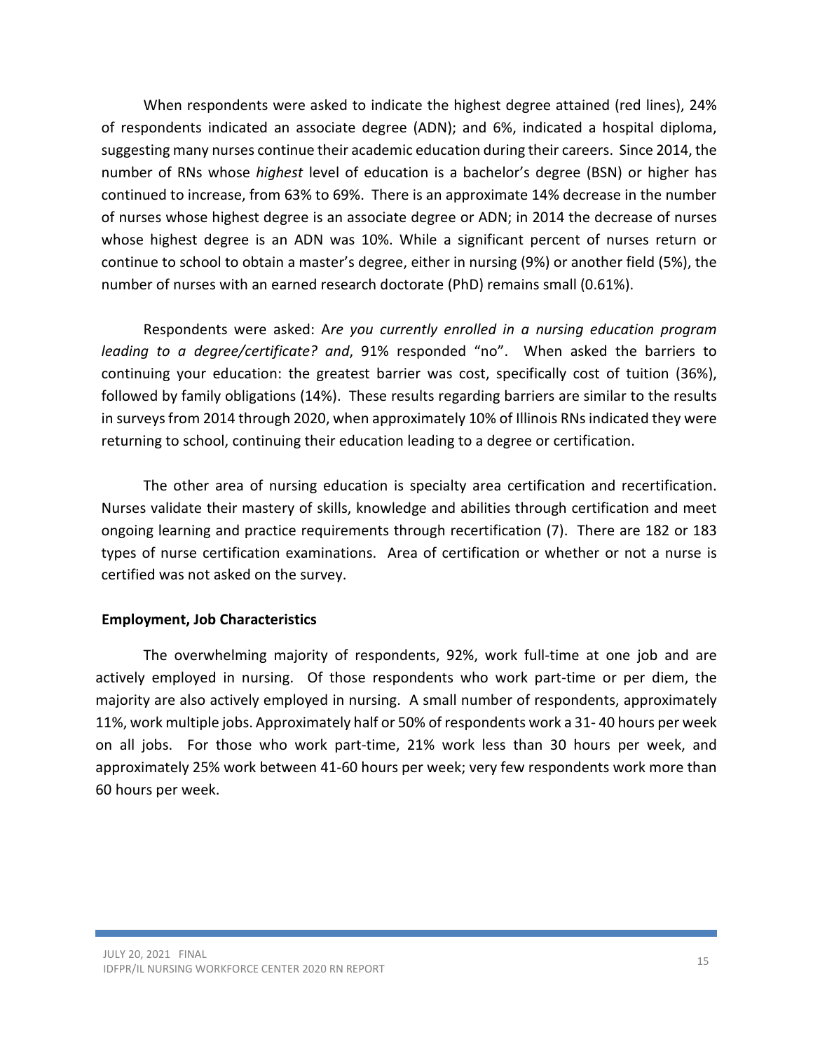When respondents were asked to indicate the highest degree attained (red lines), 24% of respondents indicated an associate degree (ADN); and 6%, indicated a hospital diploma, suggesting many nurses continue their academic education during their careers. Since 2014, the number of RNs whose *highest* level of education is a bachelor's degree (BSN) or higher has continued to increase, from 63% to 69%. There is an approximate 14% decrease in the number of nurses whose highest degree is an associate degree or ADN; in 2014 the decrease of nurses whose highest degree is an ADN was 10%. While a significant percent of nurses return or continue to school to obtain a master's degree, either in nursing (9%) or another field (5%), the number of nurses with an earned research doctorate (PhD) remains small (0.61%).

Respondents were asked: A*re you currently enrolled in a nursing education program leading to a degree/certificate? and*, 91% responded "no". When asked the barriers to continuing your education: the greatest barrier was cost, specifically cost of tuition (36%), followed by family obligations (14%). These results regarding barriers are similar to the results in surveys from 2014 through 2020, when approximately 10% of Illinois RNs indicated they were returning to school, continuing their education leading to a degree or certification.

The other area of nursing education is specialty area certification and recertification. Nurses validate their mastery of skills, knowledge and abilities through certification and meet ongoing learning and practice requirements through recertification (7). There are 182 or 183 types of nurse certification examinations. Area of certification or whether or not a nurse is certified was not asked on the survey.

**Employment, Job Characteristics**

The overwhelming majority of respondents, 92%, work full-time at one job and are actively employed in nursing. Of those respondents who work part-time or per diem, the majority are also actively employed in nursing. A small number of respondents, approximately 11%, work multiple jobs. Approximately half or 50% of respondents work a 31- 40 hours per week on all jobs. For those who work part-time, 21% work less than 30 hours per week, and approximately 25% work between 41-60 hours per week; very few respondents work more than 60 hours per week.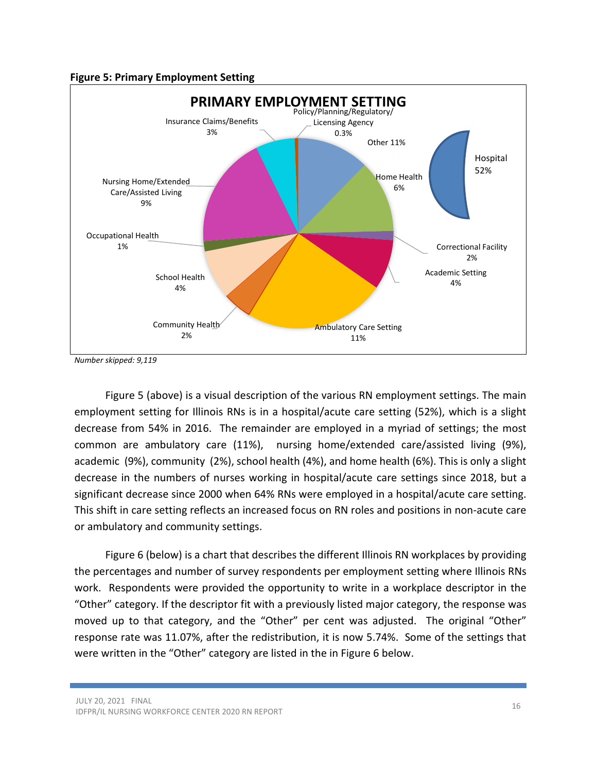**Figure 5: Primary Employment Setting**

PRIMARY EMPLOYMENT SETTING

| Setting | Percent |
|---|---|
| Hospital | 52% |
| Other | 11% |
| Home Health | 6% |
| Correctional Facility | 2% |
| Academic Setting | 4% |
| Ambulatory Care Setting | 11% |
| Community Health | 2% |
| School Health | 4% |
| Occupational Health | 1% |
| Nursing Home/Extended Care/Assisted Living | 9% |
| Insurance Claims/Benefits | 3% |
| Policy/Planning/Regulatory/ Licensing Agency | 0.3% |

*Number skipped: 9,119*

Figure 5 (above) is a visual description of the various RN employment settings. The main employment setting for Illinois RNs is in a hospital/acute care setting (52%), which is a slight decrease from 54% in 2016. The remainder are employed in a myriad of settings; the most common are ambulatory care (11%), nursing home/extended care/assisted living (9%), academic (9%), community (2%), school health (4%), and home health (6%). This is only a slight decrease in the numbers of nurses working in hospital/acute care settings since 2018, but a significant decrease since 2000 when 64% RNs were employed in a hospital/acute care setting. This shift in care setting reflects an increased focus on RN roles and positions in non-acute care or ambulatory and community settings.

Figure 6 (below) is a chart that describes the different Illinois RN workplaces by providing the percentages and number of survey respondents per employment setting where Illinois RNs work. Respondents were provided the opportunity to write in a workplace descriptor in the "Other" category. If the descriptor fit with a previously listed major category, the response was moved up to that category, and the "Other" per cent was adjusted. The original "Other" response rate was 11.07%, after the redistribution, it is now 5.74%. Some of the settings that were written in the "Other" category are listed in the in Figure 6 below.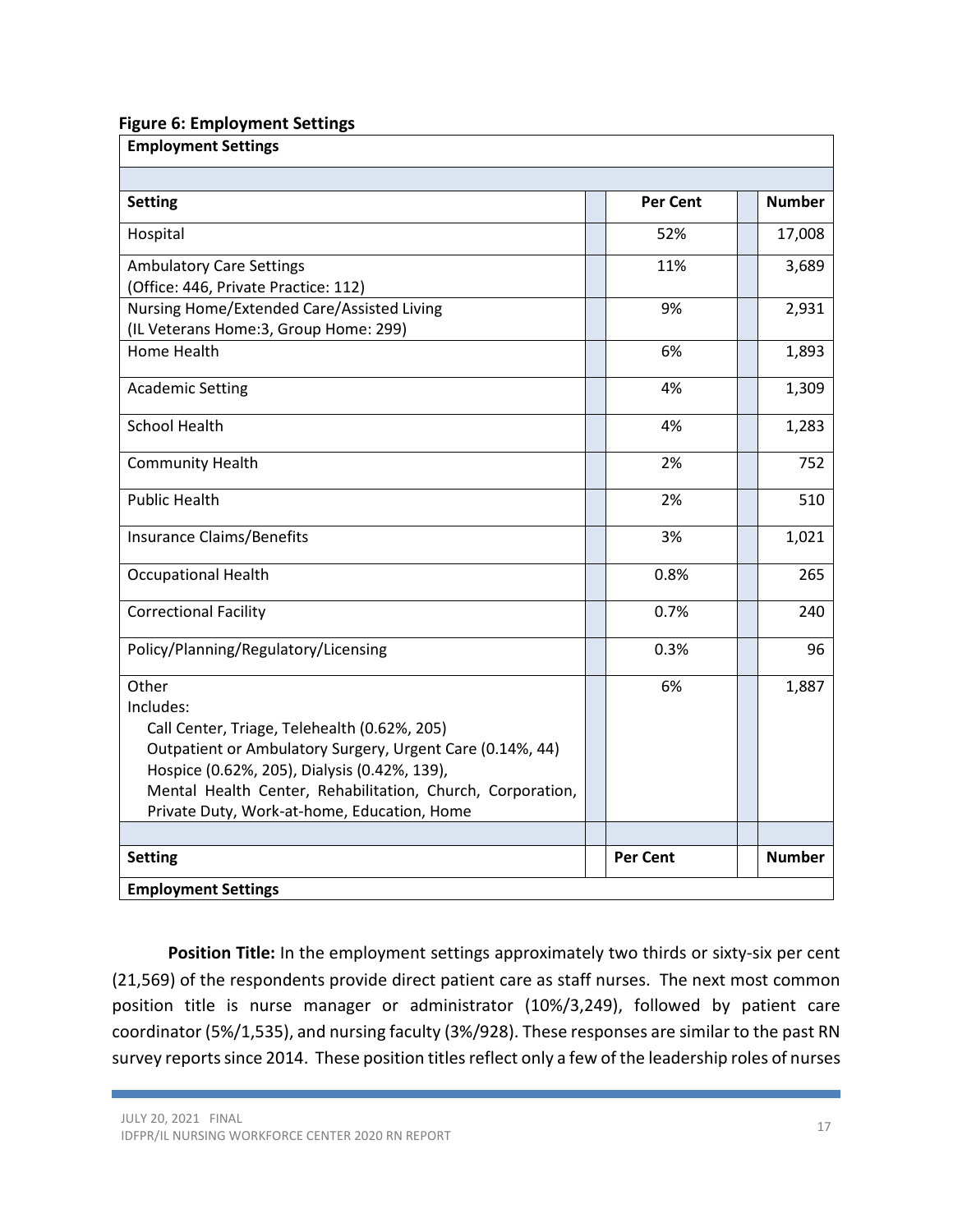**Figure 6: Employment Settings**

| Setting | Per Cent | Number |
|---|---|---|
| Hospital | 52% | 17,008 |
| Ambulatory Care Settings (Office: 446, Private Practice: 112) | 11% | 3,689 |
| Nursing Home/Extended Care/Assisted Living (IL Veterans Home:3, Group Home: 299) | 9% | 2,931 |
| Home Health | 6% | 1,893 |
| Academic Setting | 4% | 1,309 |
| School Health | 4% | 1,283 |
| Community Health | 2% | 752 |
| Public Health | 2% | 510 |
| Insurance Claims/Benefits | 3% | 1,021 |
| Occupational Health | 0.8% | 265 |
| Correctional Facility | 0.7% | 240 |
| Policy/Planning/Regulatory/Licensing | 0.3% | 96 |
| Other Includes: Call Center, Triage, Telehealth (0.62%, 205) Outpatient or Ambulatory Surgery, Urgent Care (0.14%, 44) Hospice (0.62%, 205), Dialysis (0.42%, 139), Mental Health Center, Rehabilitation, Church, Corporation, Private Duty, Work-at-home, Education, Home | 6% | 1,887 |

**Position Title:** In the employment settings approximately two thirds or sixty-six per cent (21,569) of the respondents provide direct patient care as staff nurses. The next most common position title is nurse manager or administrator (10%/3,249), followed by patient care coordinator (5%/1,535), and nursing faculty (3%/928). These responses are similar to the past RN survey reports since 2014. These position titles reflect only a few of the leadership roles of nurses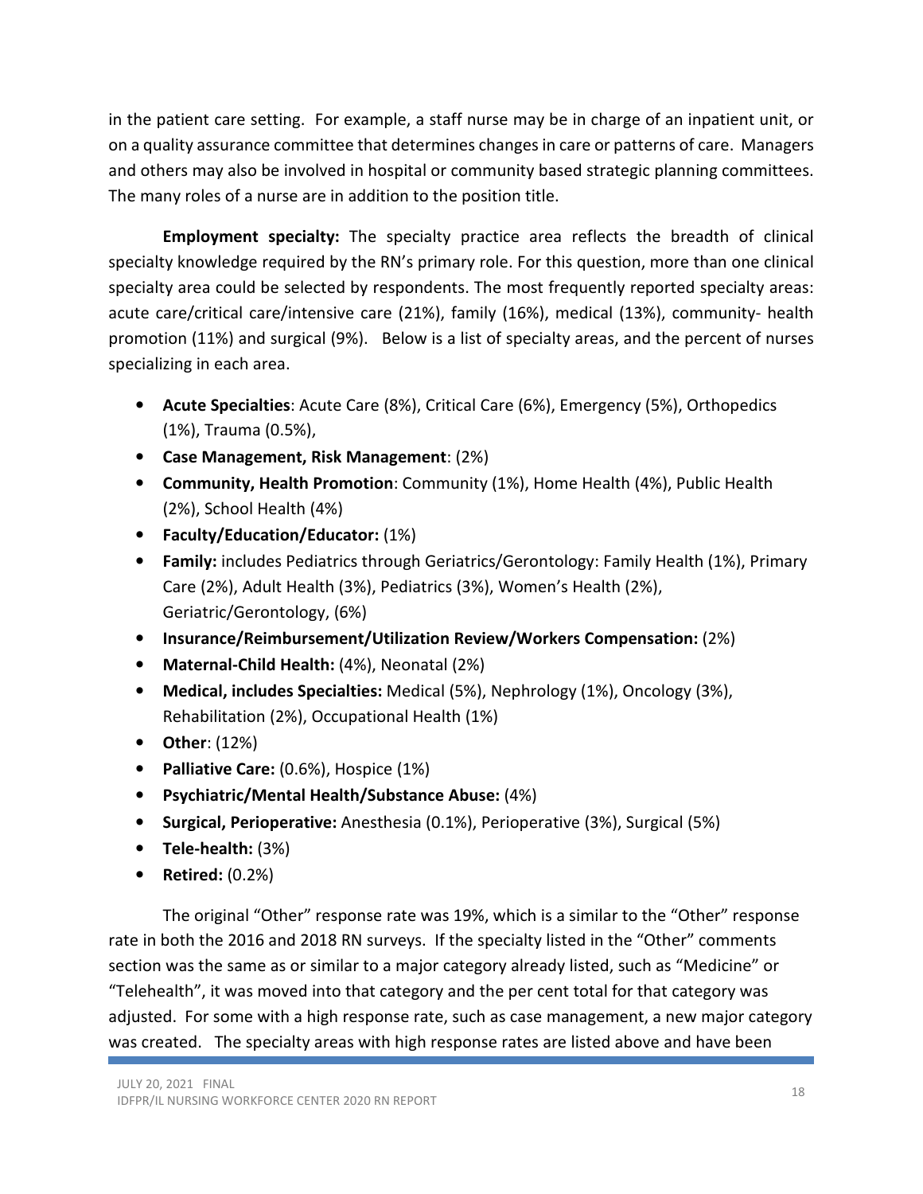in the patient care setting. For example, a staff nurse may be in charge of an inpatient unit, or on a quality assurance committee that determines changes in care or patterns of care. Managers and others may also be involved in hospital or community based strategic planning committees. The many roles of a nurse are in addition to the position title.

**Employment specialty:** The specialty practice area reflects the breadth of clinical specialty knowledge required by the RN's primary role. For this question, more than one clinical specialty area could be selected by respondents. The most frequently reported specialty areas: acute care/critical care/intensive care (21%), family (16%), medical (13%), community- health promotion (11%) and surgical (9%). Below is a list of specialty areas, and the percent of nurses specializing in each area.

- **Acute Specialties**: Acute Care (8%), Critical Care (6%), Emergency (5%), Orthopedics (1%), Trauma (0.5%),
- **Case Management, Risk Management**: (2%)
- **Community, Health Promotion**: Community (1%), Home Health (4%), Public Health (2%), School Health (4%)
- **Faculty/Education/Educator:** (1%)
- **Family:** includes Pediatrics through Geriatrics/Gerontology: Family Health (1%), Primary Care (2%), Adult Health (3%), Pediatrics (3%), Women's Health (2%), Geriatric/Gerontology, (6%)
- **Insurance/Reimbursement/Utilization Review/Workers Compensation:** (2%)
- **Maternal-Child Health:** (4%), Neonatal (2%)
- **Medical, includes Specialties:** Medical (5%), Nephrology (1%), Oncology (3%), Rehabilitation (2%), Occupational Health (1%)
- **Other**: (12%)
- **Palliative Care:** (0.6%), Hospice (1%)
- **Psychiatric/Mental Health/Substance Abuse:** (4%)
- **Surgical, Perioperative:** Anesthesia (0.1%), Perioperative (3%), Surgical (5%)
- **Tele-health:** (3%)
- **Retired:** (0.2%)

The original "Other" response rate was 19%, which is a similar to the "Other" response rate in both the 2016 and 2018 RN surveys. If the specialty listed in the "Other" comments section was the same as or similar to a major category already listed, such as "Medicine" or "Telehealth", it was moved into that category and the per cent total for that category was adjusted. For some with a high response rate, such as case management, a new major category was created. The specialty areas with high response rates are listed above and have been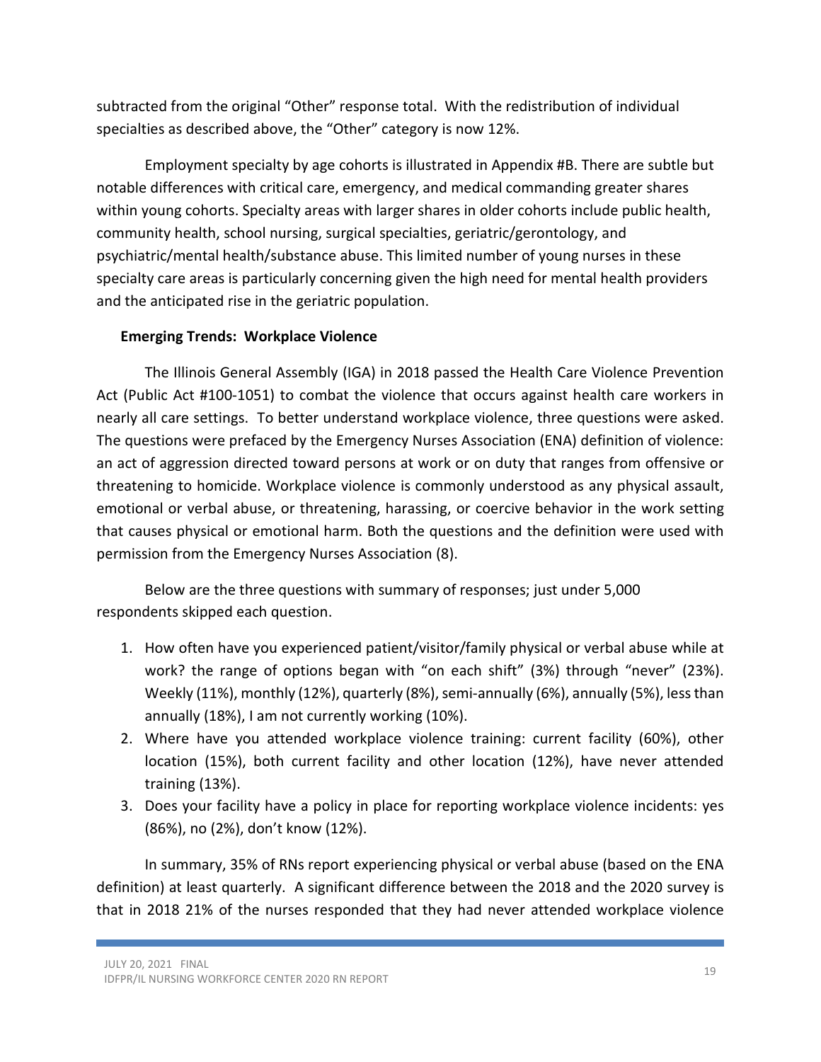subtracted from the original "Other" response total. With the redistribution of individual specialties as described above, the "Other" category is now 12%.

Employment specialty by age cohorts is illustrated in Appendix #B. There are subtle but notable differences with critical care, emergency, and medical commanding greater shares within young cohorts. Specialty areas with larger shares in older cohorts include public health, community health, school nursing, surgical specialties, geriatric/gerontology, and psychiatric/mental health/substance abuse. This limited number of young nurses in these specialty care areas is particularly concerning given the high need for mental health providers and the anticipated rise in the geriatric population.

**Emerging Trends: Workplace Violence**

The Illinois General Assembly (IGA) in 2018 passed the Health Care Violence Prevention Act (Public Act #100-1051) to combat the violence that occurs against health care workers in nearly all care settings. To better understand workplace violence, three questions were asked. The questions were prefaced by the Emergency Nurses Association (ENA) definition of violence: an act of aggression directed toward persons at work or on duty that ranges from offensive or threatening to homicide. Workplace violence is commonly understood as any physical assault, emotional or verbal abuse, or threatening, harassing, or coercive behavior in the work setting that causes physical or emotional harm. Both the questions and the definition were used with permission from the Emergency Nurses Association (8).

Below are the three questions with summary of responses; just under 5,000 respondents skipped each question.

1. How often have you experienced patient/visitor/family physical or verbal abuse while at work? the range of options began with "on each shift" (3%) through "never" (23%). Weekly (11%), monthly (12%), quarterly (8%), semi-annually (6%), annually (5%), less than annually (18%), I am not currently working (10%).
2. Where have you attended workplace violence training: current facility (60%), other location (15%), both current facility and other location (12%), have never attended training (13%).
3. Does your facility have a policy in place for reporting workplace violence incidents: yes (86%), no (2%), don't know (12%).

In summary, 35% of RNs report experiencing physical or verbal abuse (based on the ENA definition) at least quarterly. A significant difference between the 2018 and the 2020 survey is that in 2018 21% of the nurses responded that they had never attended workplace violence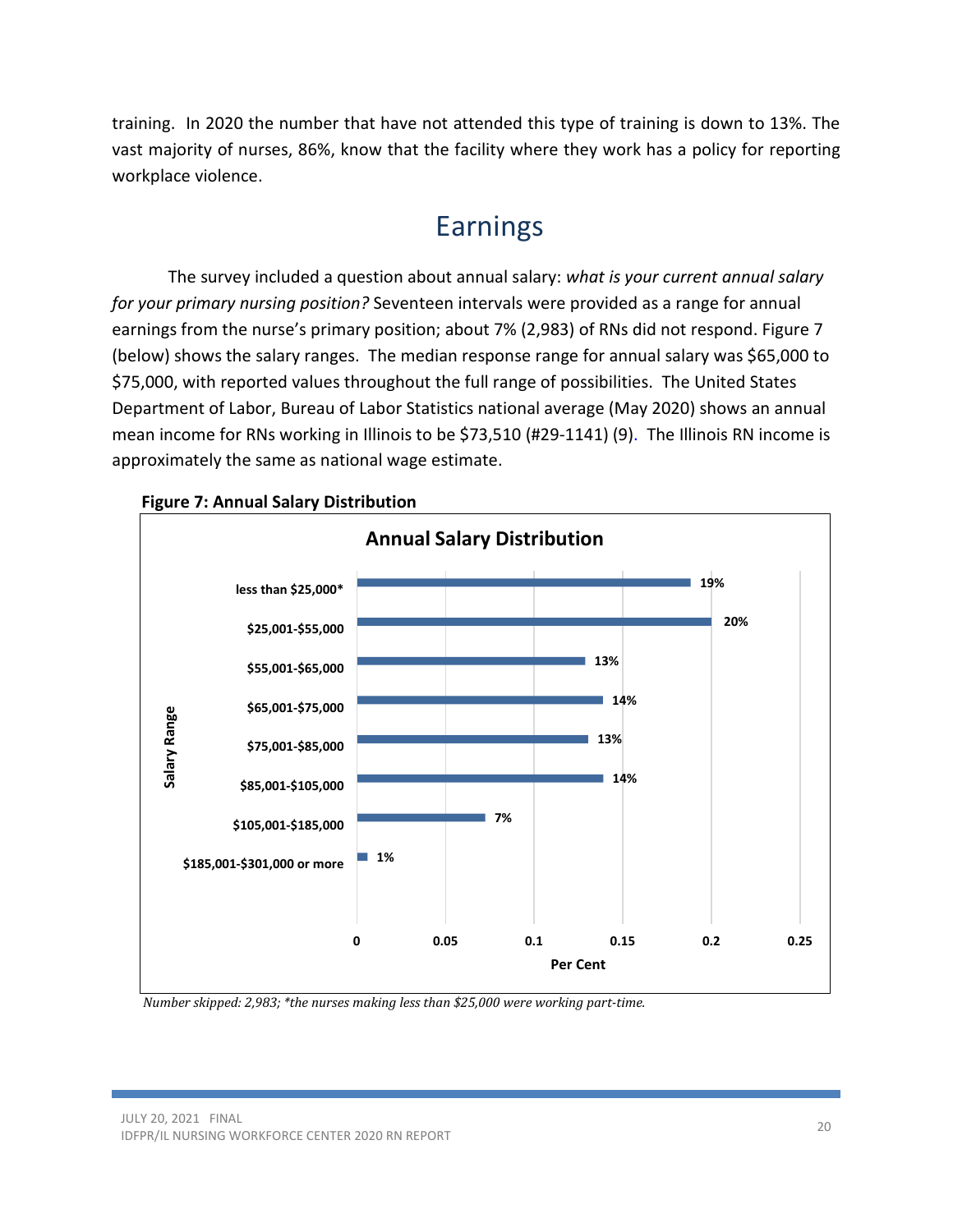training. In 2020 the number that have not attended this type of training is down to 13%. The vast majority of nurses, 86%, know that the facility where they work has a policy for reporting workplace violence.

## Earnings

The survey included a question about annual salary: *what is your current annual salary for your primary nursing position?* Seventeen intervals were provided as a range for annual earnings from the nurse's primary position; about 7% (2,983) of RNs did not respond. Figure 7 (below) shows the salary ranges. The median response range for annual salary was $65,000 to $75,000, with reported values throughout the full range of possibilities. The United States Department of Labor, Bureau of Labor Statistics national average (May 2020) shows an annual mean income for RNs working in Illinois to be $73,510 (#29-1141) (9). The Illinois RN income is approximately the same as national wage estimate.

**Figure 7: Annual Salary Distribution**

**Annual Salary Distribution**

| Salary Range | Per Cent |
|---|---|
| less than $25,000* | 19% |
| $25,001-$55,000 | 20% |
| $55,001-$65,000 | 13% |
| $65,001-$75,000 | 14% |
| $75,001-$85,000 | 13% |
| $85,001-$105,000 | 14% |
| $105,001-$185,000 | 7% |
| $185,001-$301,000 or more | 1% |

*Number skipped: 2,983; *the nurses making less than $25,000 were working part-time.*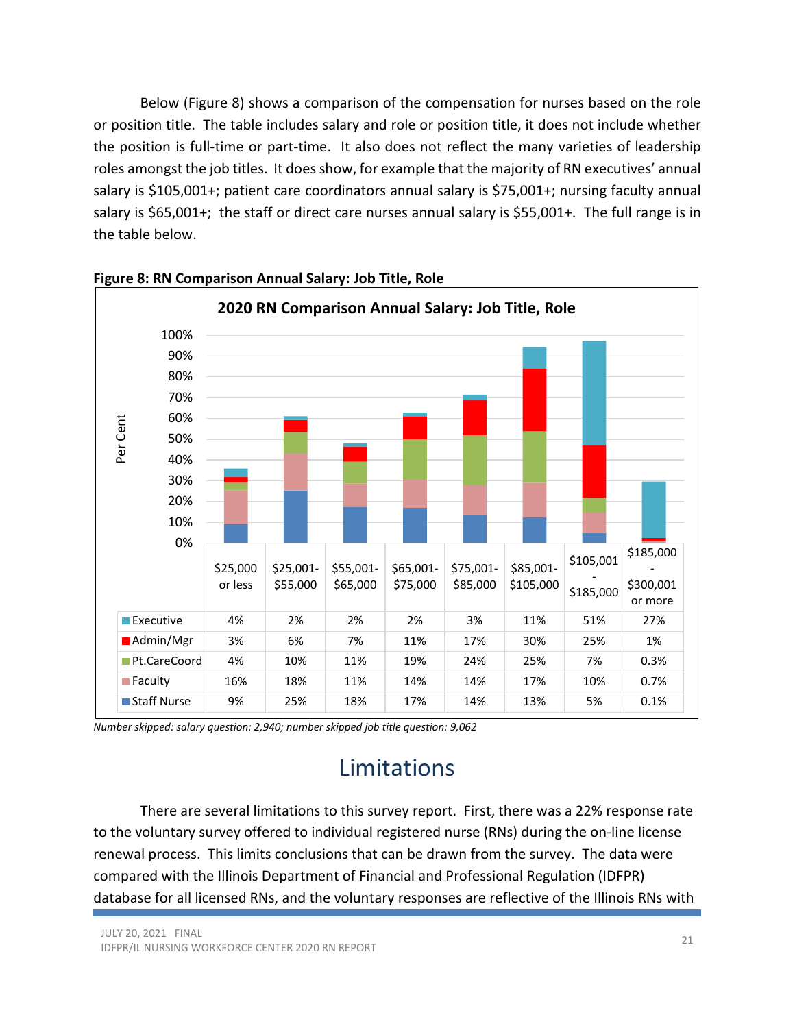Below (Figure 8) shows a comparison of the compensation for nurses based on the role or position title. The table includes salary and role or position title, it does not include whether the position is full-time or part-time. It also does not reflect the many varieties of leadership roles amongst the job titles. It does show, for example that the majority of RN executives' annual salary is $105,001+; patient care coordinators annual salary is $75,001+; nursing faculty annual salary is $65,001+; the staff or direct care nurses annual salary is $55,001+. The full range is in the table below.

**Figure 8: RN Comparison Annual Salary: Job Title, Role**

**2020 RN Comparison Annual Salary: Job Title, Role**

| | $25,000 or less | $25,001-$55,000 | $55,001-$65,000 | $65,001-$75,000 | $75,001-$85,000 | $85,001-$105,000 | $105,001 - $185,000 | $185,000 - $300,001 or more |
|---|---|---|---|---|---|---|---|---|
| Executive | 4% | 2% | 2% | 2% | 3% | 11% | 51% | 27% |
| Admin/Mgr | 3% | 6% | 7% | 11% | 17% | 30% | 25% | 1% |
| Pt.CareCoord | 4% | 10% | 11% | 19% | 24% | 25% | 7% | 0.3% |
| Faculty | 16% | 18% | 11% | 14% | 14% | 17% | 10% | 0.7% |
| Staff Nurse | 9% | 25% | 18% | 17% | 14% | 13% | 5% | 0.1% |

*Number skipped: salary question: 2,940; number skipped job title question: 9,062*

# Limitations

There are several limitations to this survey report. First, there was a 22% response rate to the voluntary survey offered to individual registered nurse (RNs) during the on-line license renewal process. This limits conclusions that can be drawn from the survey. The data were compared with the Illinois Department of Financial and Professional Regulation (IDFPR) database for all licensed RNs, and the voluntary responses are reflective of the Illinois RNs with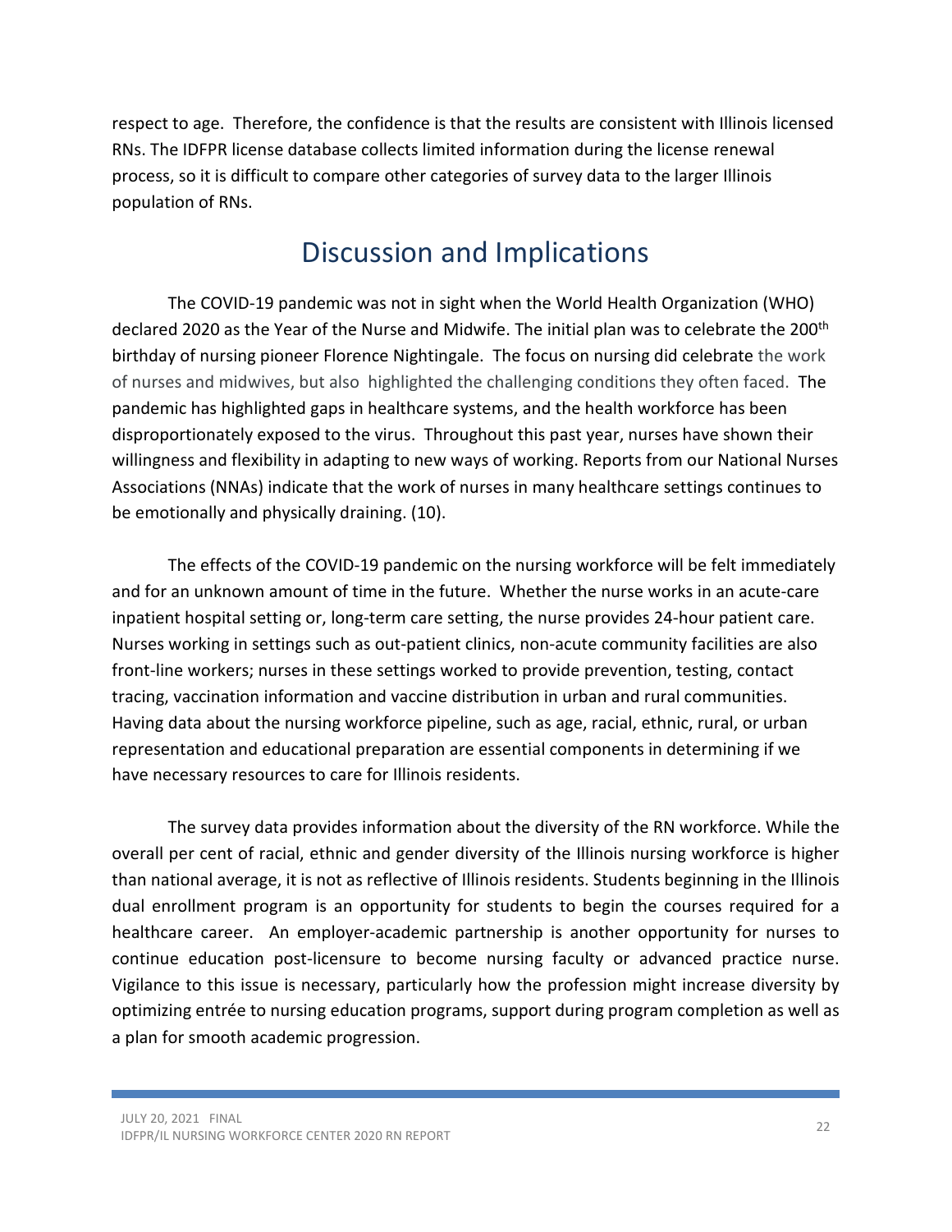respect to age. Therefore, the confidence is that the results are consistent with Illinois licensed RNs. The IDFPR license database collects limited information during the license renewal process, so it is difficult to compare other categories of survey data to the larger Illinois population of RNs.

# Discussion and Implications

The COVID-19 pandemic was not in sight when the World Health Organization (WHO) declared 2020 as the Year of the Nurse and Midwife. The initial plan was to celebrate the 200th birthday of nursing pioneer Florence Nightingale. The focus on nursing did celebrate the work of nurses and midwives, but also highlighted the challenging conditions they often faced. The pandemic has highlighted gaps in healthcare systems, and the health workforce has been disproportionately exposed to the virus. Throughout this past year, nurses have shown their willingness and flexibility in adapting to new ways of working. Reports from our National Nurses Associations (NNAs) indicate that the work of nurses in many healthcare settings continues to be emotionally and physically draining. (10).

The effects of the COVID-19 pandemic on the nursing workforce will be felt immediately and for an unknown amount of time in the future. Whether the nurse works in an acute-care inpatient hospital setting or, long-term care setting, the nurse provides 24-hour patient care. Nurses working in settings such as out-patient clinics, non-acute community facilities are also front-line workers; nurses in these settings worked to provide prevention, testing, contact tracing, vaccination information and vaccine distribution in urban and rural communities. Having data about the nursing workforce pipeline, such as age, racial, ethnic, rural, or urban representation and educational preparation are essential components in determining if we have necessary resources to care for Illinois residents.

The survey data provides information about the diversity of the RN workforce. While the overall per cent of racial, ethnic and gender diversity of the Illinois nursing workforce is higher than national average, it is not as reflective of Illinois residents. Students beginning in the Illinois dual enrollment program is an opportunity for students to begin the courses required for a healthcare career. An employer-academic partnership is another opportunity for nurses to continue education post-licensure to become nursing faculty or advanced practice nurse. Vigilance to this issue is necessary, particularly how the profession might increase diversity by optimizing entrée to nursing education programs, support during program completion as well as a plan for smooth academic progression.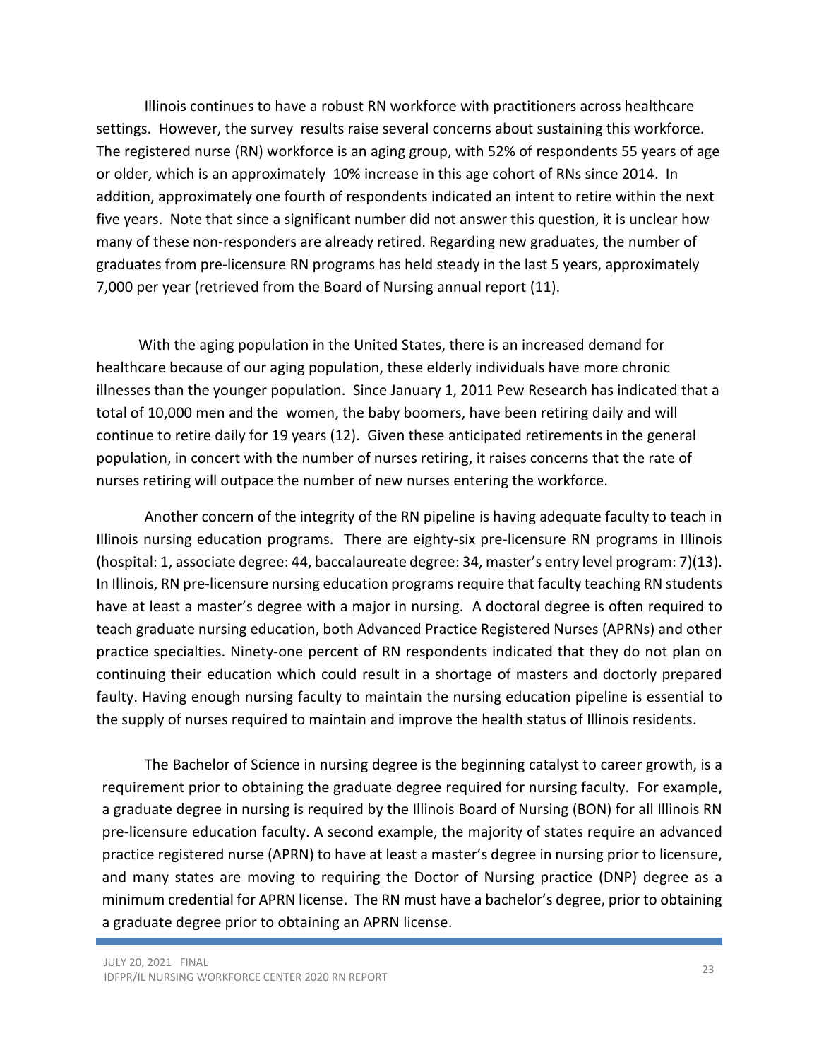Illinois continues to have a robust RN workforce with practitioners across healthcare settings. However, the survey results raise several concerns about sustaining this workforce. The registered nurse (RN) workforce is an aging group, with 52% of respondents 55 years of age or older, which is an approximately 10% increase in this age cohort of RNs since 2014. In addition, approximately one fourth of respondents indicated an intent to retire within the next five years. Note that since a significant number did not answer this question, it is unclear how many of these non-responders are already retired. Regarding new graduates, the number of graduates from pre-licensure RN programs has held steady in the last 5 years, approximately 7,000 per year (retrieved from the Board of Nursing annual report (11).

With the aging population in the United States, there is an increased demand for healthcare because of our aging population, these elderly individuals have more chronic illnesses than the younger population. Since January 1, 2011 Pew Research has indicated that a total of 10,000 men and the women, the baby boomers, have been retiring daily and will continue to retire daily for 19 years (12). Given these anticipated retirements in the general population, in concert with the number of nurses retiring, it raises concerns that the rate of nurses retiring will outpace the number of new nurses entering the workforce.

Another concern of the integrity of the RN pipeline is having adequate faculty to teach in Illinois nursing education programs. There are eighty-six pre-licensure RN programs in Illinois (hospital: 1, associate degree: 44, baccalaureate degree: 34, master's entry level program: 7)(13). In Illinois, RN pre-licensure nursing education programs require that faculty teaching RN students have at least a master's degree with a major in nursing. A doctoral degree is often required to teach graduate nursing education, both Advanced Practice Registered Nurses (APRNs) and other practice specialties. Ninety-one percent of RN respondents indicated that they do not plan on continuing their education which could result in a shortage of masters and doctorly prepared faulty. Having enough nursing faculty to maintain the nursing education pipeline is essential to the supply of nurses required to maintain and improve the health status of Illinois residents.

The Bachelor of Science in nursing degree is the beginning catalyst to career growth, is a requirement prior to obtaining the graduate degree required for nursing faculty. For example, a graduate degree in nursing is required by the Illinois Board of Nursing (BON) for all Illinois RN pre-licensure education faculty. A second example, the majority of states require an advanced practice registered nurse (APRN) to have at least a master's degree in nursing prior to licensure, and many states are moving to requiring the Doctor of Nursing practice (DNP) degree as a minimum credential for APRN license. The RN must have a bachelor's degree, prior to obtaining a graduate degree prior to obtaining an APRN license.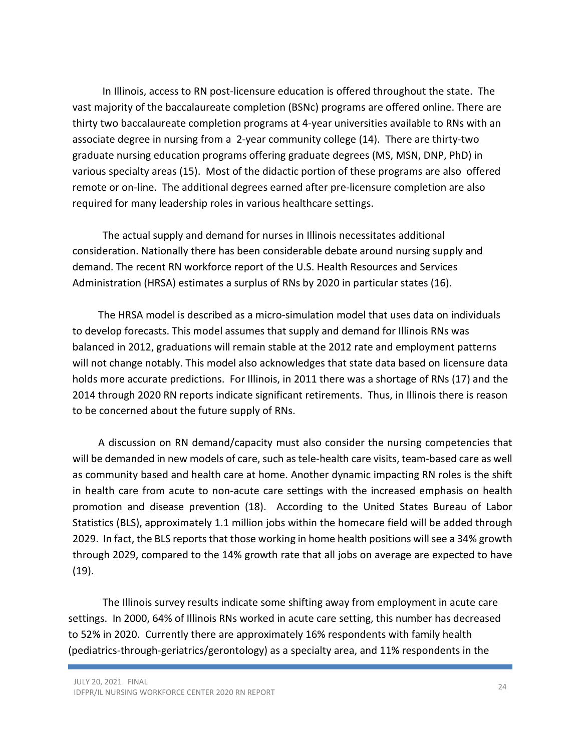In Illinois, access to RN post-licensure education is offered throughout the state. The vast majority of the baccalaureate completion (BSNc) programs are offered online. There are thirty two baccalaureate completion programs at 4-year universities available to RNs with an associate degree in nursing from a 2-year community college (14). There are thirty-two graduate nursing education programs offering graduate degrees (MS, MSN, DNP, PhD) in various specialty areas (15). Most of the didactic portion of these programs are also offered remote or on-line. The additional degrees earned after pre-licensure completion are also required for many leadership roles in various healthcare settings.

The actual supply and demand for nurses in Illinois necessitates additional consideration. Nationally there has been considerable debate around nursing supply and demand. The recent RN workforce report of the U.S. Health Resources and Services Administration (HRSA) estimates a surplus of RNs by 2020 in particular states (16).

The HRSA model is described as a micro-simulation model that uses data on individuals to develop forecasts. This model assumes that supply and demand for Illinois RNs was balanced in 2012, graduations will remain stable at the 2012 rate and employment patterns will not change notably. This model also acknowledges that state data based on licensure data holds more accurate predictions. For Illinois, in 2011 there was a shortage of RNs (17) and the 2014 through 2020 RN reports indicate significant retirements. Thus, in Illinois there is reason to be concerned about the future supply of RNs.

A discussion on RN demand/capacity must also consider the nursing competencies that will be demanded in new models of care, such as tele-health care visits, team-based care as well as community based and health care at home. Another dynamic impacting RN roles is the shift in health care from acute to non-acute care settings with the increased emphasis on health promotion and disease prevention (18). According to the United States Bureau of Labor Statistics (BLS), approximately 1.1 million jobs within the homecare field will be added through 2029. In fact, the BLS reports that those working in home health positions will see a 34% growth through 2029, compared to the 14% growth rate that all jobs on average are expected to have (19).

The Illinois survey results indicate some shifting away from employment in acute care settings. In 2000, 64% of Illinois RNs worked in acute care setting, this number has decreased to 52% in 2020. Currently there are approximately 16% respondents with family health (pediatrics-through-geriatrics/gerontology) as a specialty area, and 11% respondents in the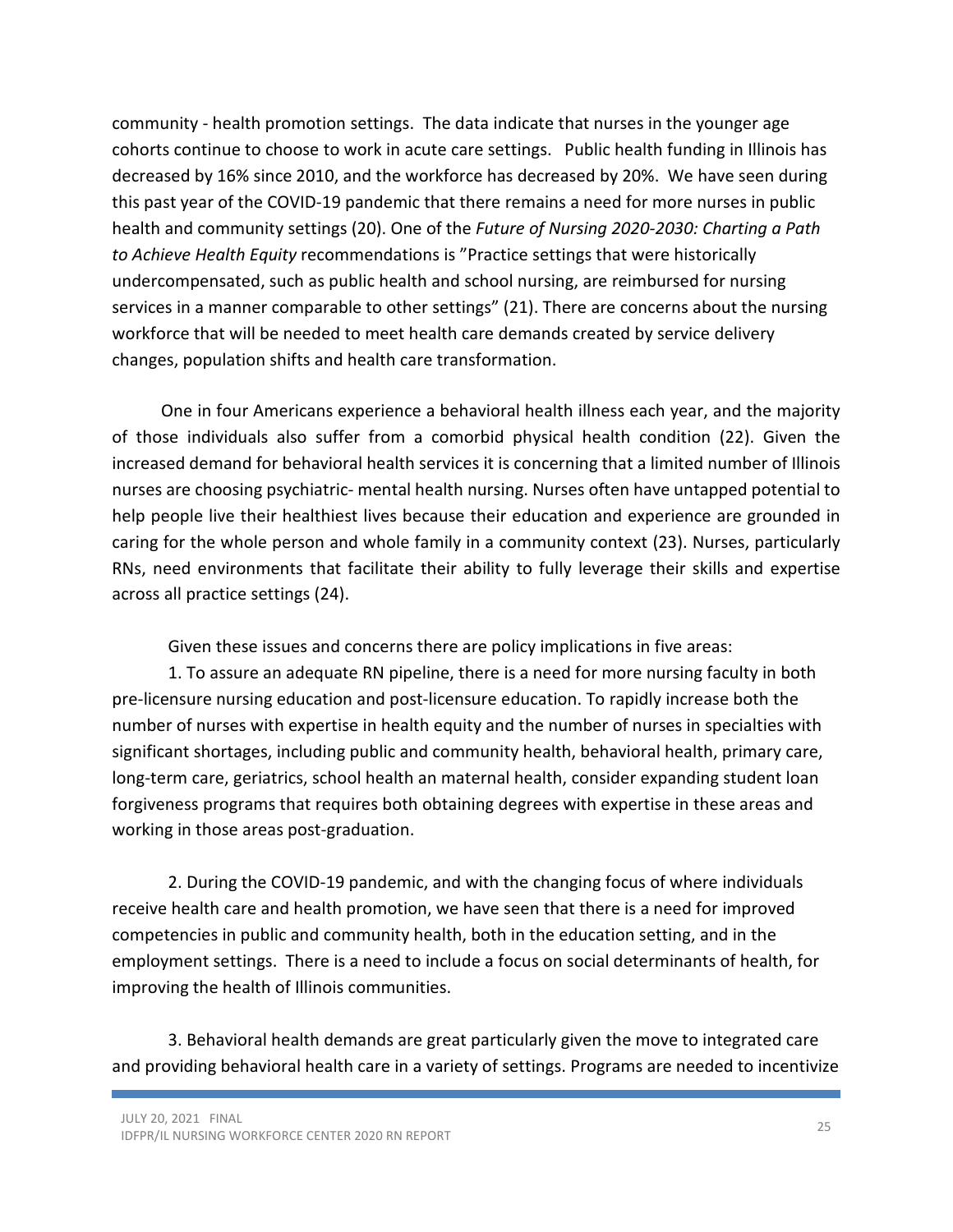community - health promotion settings. The data indicate that nurses in the younger age cohorts continue to choose to work in acute care settings. Public health funding in Illinois has decreased by 16% since 2010, and the workforce has decreased by 20%. We have seen during this past year of the COVID-19 pandemic that there remains a need for more nurses in public health and community settings (20). One of the *Future of Nursing 2020-2030: Charting a Path to Achieve Health Equity* recommendations is "Practice settings that were historically undercompensated, such as public health and school nursing, are reimbursed for nursing services in a manner comparable to other settings" (21). There are concerns about the nursing workforce that will be needed to meet health care demands created by service delivery changes, population shifts and health care transformation.

One in four Americans experience a behavioral health illness each year, and the majority of those individuals also suffer from a comorbid physical health condition (22). Given the increased demand for behavioral health services it is concerning that a limited number of Illinois nurses are choosing psychiatric- mental health nursing. Nurses often have untapped potential to help people live their healthiest lives because their education and experience are grounded in caring for the whole person and whole family in a community context (23). Nurses, particularly RNs, need environments that facilitate their ability to fully leverage their skills and expertise across all practice settings (24).

Given these issues and concerns there are policy implications in five areas:

1. To assure an adequate RN pipeline, there is a need for more nursing faculty in both pre-licensure nursing education and post-licensure education. To rapidly increase both the number of nurses with expertise in health equity and the number of nurses in specialties with significant shortages, including public and community health, behavioral health, primary care, long-term care, geriatrics, school health an maternal health, consider expanding student loan forgiveness programs that requires both obtaining degrees with expertise in these areas and working in those areas post-graduation.

2. During the COVID-19 pandemic, and with the changing focus of where individuals receive health care and health promotion, we have seen that there is a need for improved competencies in public and community health, both in the education setting, and in the employment settings. There is a need to include a focus on social determinants of health, for improving the health of Illinois communities.

3. Behavioral health demands are great particularly given the move to integrated care and providing behavioral health care in a variety of settings. Programs are needed to incentivize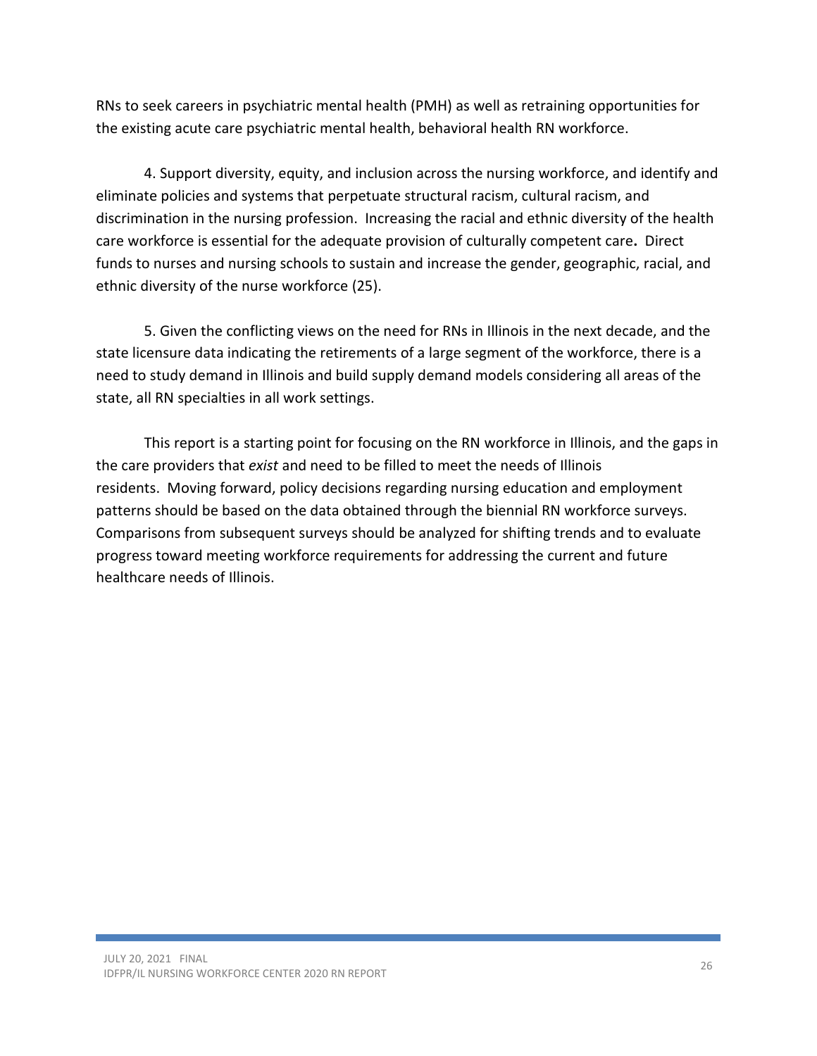RNs to seek careers in psychiatric mental health (PMH) as well as retraining opportunities for the existing acute care psychiatric mental health, behavioral health RN workforce.

4. Support diversity, equity, and inclusion across the nursing workforce, and identify and eliminate policies and systems that perpetuate structural racism, cultural racism, and discrimination in the nursing profession. Increasing the racial and ethnic diversity of the health care workforce is essential for the adequate provision of culturally competent care**.** Direct funds to nurses and nursing schools to sustain and increase the gender, geographic, racial, and ethnic diversity of the nurse workforce (25).

5. Given the conflicting views on the need for RNs in Illinois in the next decade, and the state licensure data indicating the retirements of a large segment of the workforce, there is a need to study demand in Illinois and build supply demand models considering all areas of the state, all RN specialties in all work settings.

This report is a starting point for focusing on the RN workforce in Illinois, and the gaps in the care providers that *exist* and need to be filled to meet the needs of Illinois residents. Moving forward, policy decisions regarding nursing education and employment patterns should be based on the data obtained through the biennial RN workforce surveys. Comparisons from subsequent surveys should be analyzed for shifting trends and to evaluate progress toward meeting workforce requirements for addressing the current and future healthcare needs of Illinois.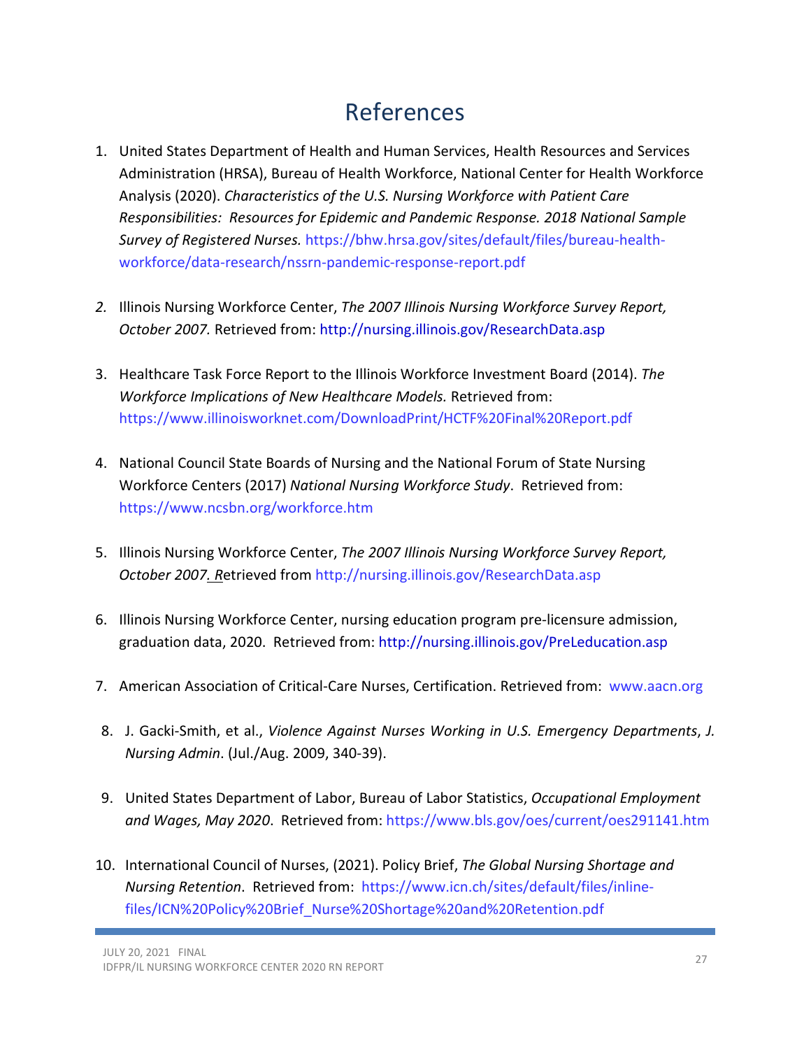# References

1. United States Department of Health and Human Services, Health Resources and Services Administration (HRSA), Bureau of Health Workforce, National Center for Health Workforce Analysis (2020). *Characteristics of the U.S. Nursing Workforce with Patient Care Responsibilities: Resources for Epidemic and Pandemic Response. 2018 National Sample Survey of Registered Nurses.* https://bhw.hrsa.gov/sites/default/files/bureau-health-workforce/data-research/nssrn-pandemic-response-report.pdf

2. Illinois Nursing Workforce Center, *The 2007 Illinois Nursing Workforce Survey Report, October 2007.* Retrieved from: http://nursing.illinois.gov/ResearchData.asp

3. Healthcare Task Force Report to the Illinois Workforce Investment Board (2014). *The Workforce Implications of New Healthcare Models.* Retrieved from: https://www.illinoisworknet.com/DownloadPrint/HCTF%20Final%20Report.pdf

4. National Council State Boards of Nursing and the National Forum of State Nursing Workforce Centers (2017) *National Nursing Workforce Study*. Retrieved from: https://www.ncsbn.org/workforce.htm

5. Illinois Nursing Workforce Center, *The 2007 Illinois Nursing Workforce Survey Report, October 2007.* Retrieved from http://nursing.illinois.gov/ResearchData.asp

6. Illinois Nursing Workforce Center, nursing education program pre-licensure admission, graduation data, 2020. Retrieved from: http://nursing.illinois.gov/PreLeducation.asp

7. American Association of Critical-Care Nurses, Certification. Retrieved from: www.aacn.org

8. J. Gacki-Smith, et al., *Violence Against Nurses Working in U.S. Emergency Departments*, *J. Nursing Admin*. (Jul./Aug. 2009, 340-39).

9. United States Department of Labor, Bureau of Labor Statistics, *Occupational Employment and Wages, May 2020*. Retrieved from: https://www.bls.gov/oes/current/oes291141.htm

10. International Council of Nurses, (2021). Policy Brief, *The Global Nursing Shortage and Nursing Retention*. Retrieved from: https://www.icn.ch/sites/default/files/inline-files/ICN%20Policy%20Brief_Nurse%20Shortage%20and%20Retention.pdf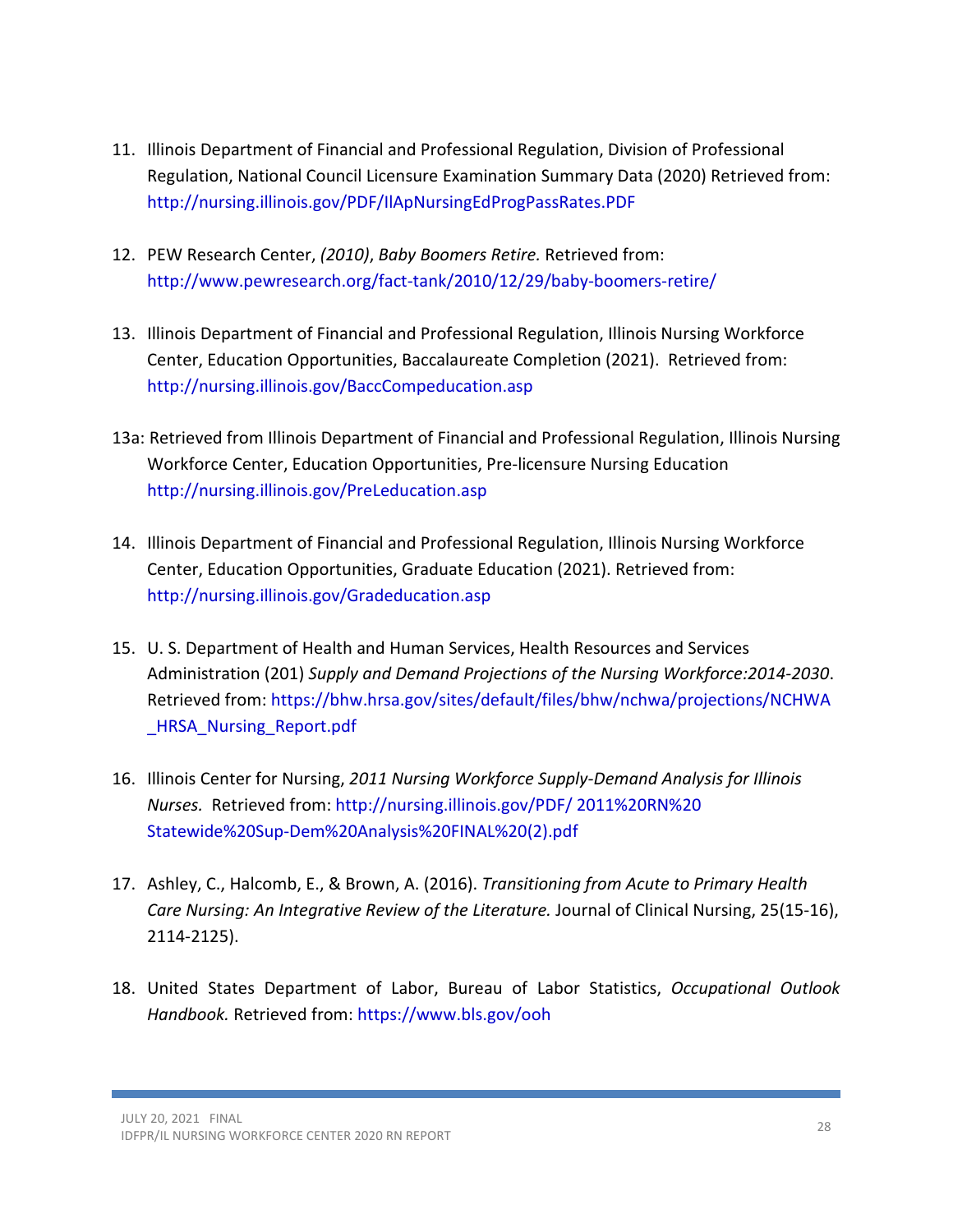11. Illinois Department of Financial and Professional Regulation, Division of Professional Regulation, National Council Licensure Examination Summary Data (2020) Retrieved from: http://nursing.illinois.gov/PDF/IlApNursingEdProgPassRates.PDF

12. PEW Research Center, *(2010)*, *Baby Boomers Retire.* Retrieved from: http://www.pewresearch.org/fact-tank/2010/12/29/baby-boomers-retire/

13. Illinois Department of Financial and Professional Regulation, Illinois Nursing Workforce Center, Education Opportunities, Baccalaureate Completion (2021). Retrieved from: http://nursing.illinois.gov/BaccCompeducation.asp

13a: Retrieved from Illinois Department of Financial and Professional Regulation, Illinois Nursing Workforce Center, Education Opportunities, Pre-licensure Nursing Education http://nursing.illinois.gov/PreLeducation.asp

14. Illinois Department of Financial and Professional Regulation, Illinois Nursing Workforce Center, Education Opportunities, Graduate Education (2021). Retrieved from: http://nursing.illinois.gov/Gradeducation.asp

15. U. S. Department of Health and Human Services, Health Resources and Services Administration (201) *Supply and Demand Projections of the Nursing Workforce:2014-2030*. Retrieved from: https://bhw.hrsa.gov/sites/default/files/bhw/nchwa/projections/NCHWA_HRSA_Nursing_Report.pdf

16. Illinois Center for Nursing, *2011 Nursing Workforce Supply-Demand Analysis for Illinois Nurses.* Retrieved from: http://nursing.illinois.gov/PDF/ 2011%20RN%20 Statewide%20Sup-Dem%20Analysis%20FINAL%20(2).pdf

17. Ashley, C., Halcomb, E., & Brown, A. (2016). *Transitioning from Acute to Primary Health Care Nursing: An Integrative Review of the Literature.* Journal of Clinical Nursing, 25(15-16), 2114-2125).

18. United States Department of Labor, Bureau of Labor Statistics, *Occupational Outlook Handbook.* Retrieved from: https://www.bls.gov/ooh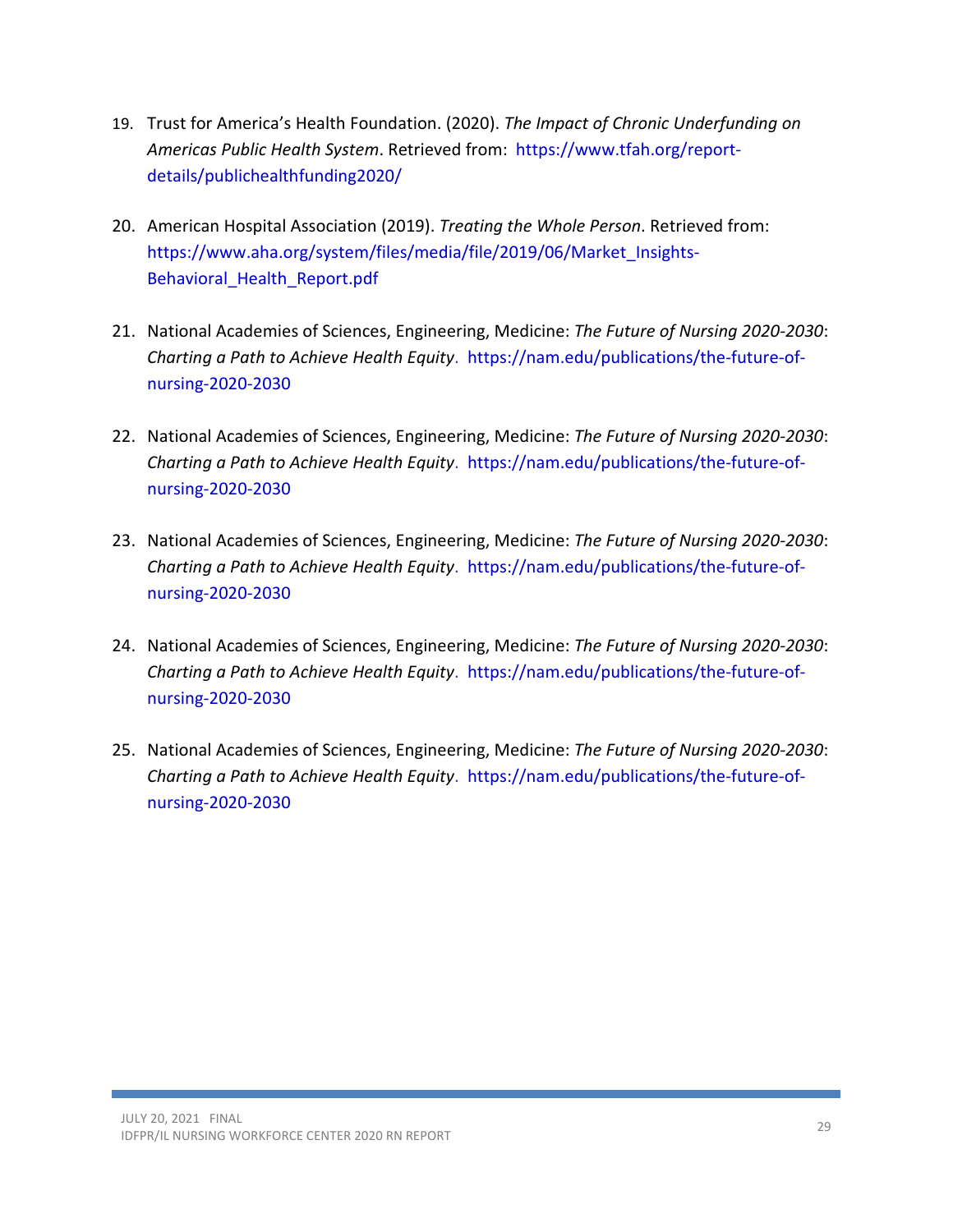19. Trust for America's Health Foundation. (2020). *The Impact of Chronic Underfunding on Americas Public Health System*. Retrieved from: https://www.tfah.org/report-details/publichealthfunding2020/

20. American Hospital Association (2019). *Treating the Whole Person*. Retrieved from: https://www.aha.org/system/files/media/file/2019/06/Market_Insights-Behavioral_Health_Report.pdf

21. National Academies of Sciences, Engineering, Medicine: *The Future of Nursing 2020-2030*: *Charting a Path to Achieve Health Equity*. https://nam.edu/publications/the-future-of-nursing-2020-2030

22. National Academies of Sciences, Engineering, Medicine: *The Future of Nursing 2020-2030*: *Charting a Path to Achieve Health Equity*. https://nam.edu/publications/the-future-of-nursing-2020-2030

23. National Academies of Sciences, Engineering, Medicine: *The Future of Nursing 2020-2030*: *Charting a Path to Achieve Health Equity*. https://nam.edu/publications/the-future-of-nursing-2020-2030

24. National Academies of Sciences, Engineering, Medicine: *The Future of Nursing 2020-2030*: *Charting a Path to Achieve Health Equity*. https://nam.edu/publications/the-future-of-nursing-2020-2030

25. National Academies of Sciences, Engineering, Medicine: *The Future of Nursing 2020-2030*: *Charting a Path to Achieve Health Equity*. https://nam.edu/publications/the-future-of-nursing-2020-2030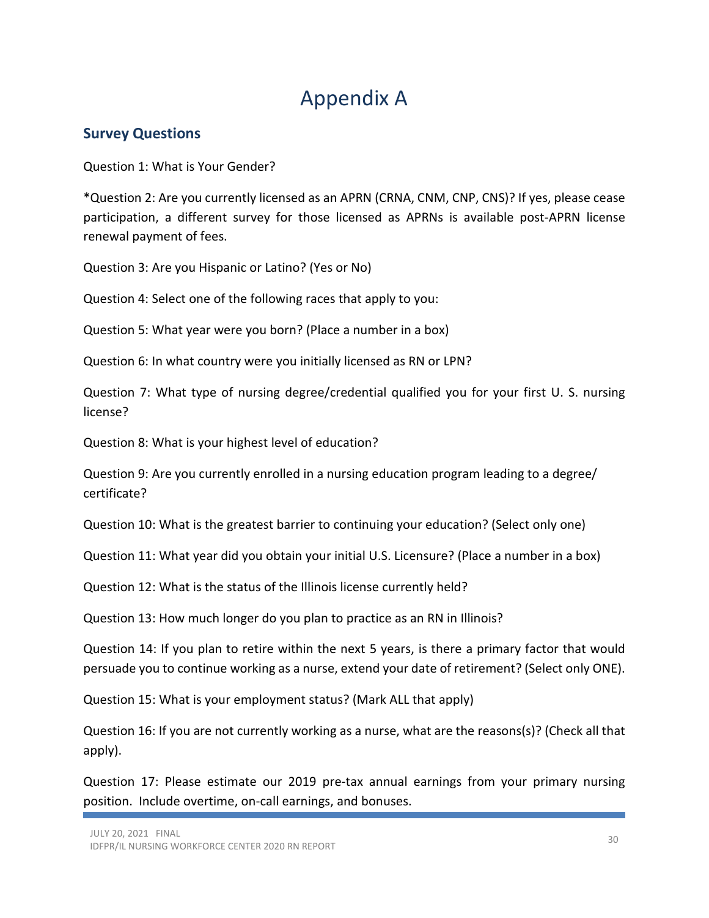# Appendix A

## Survey Questions

Question 1: What is Your Gender?

*Question 2: Are you currently licensed as an APRN (CRNA, CNM, CNP, CNS)? If yes, please cease participation, a different survey for those licensed as APRNs is available post-APRN license renewal payment of fees.

Question 3: Are you Hispanic or Latino? (Yes or No)

Question 4: Select one of the following races that apply to you:

Question 5: What year were you born? (Place a number in a box)

Question 6: In what country were you initially licensed as RN or LPN?

Question 7: What type of nursing degree/credential qualified you for your first U. S. nursing license?

Question 8: What is your highest level of education?

Question 9: Are you currently enrolled in a nursing education program leading to a degree/ certificate?

Question 10: What is the greatest barrier to continuing your education? (Select only one)

Question 11: What year did you obtain your initial U.S. Licensure? (Place a number in a box)

Question 12: What is the status of the Illinois license currently held?

Question 13: How much longer do you plan to practice as an RN in Illinois?

Question 14: If you plan to retire within the next 5 years, is there a primary factor that would persuade you to continue working as a nurse, extend your date of retirement? (Select only ONE).

Question 15: What is your employment status? (Mark ALL that apply)

Question 16: If you are not currently working as a nurse, what are the reasons(s)? (Check all that apply).

Question 17: Please estimate our 2019 pre-tax annual earnings from your primary nursing position. Include overtime, on-call earnings, and bonuses.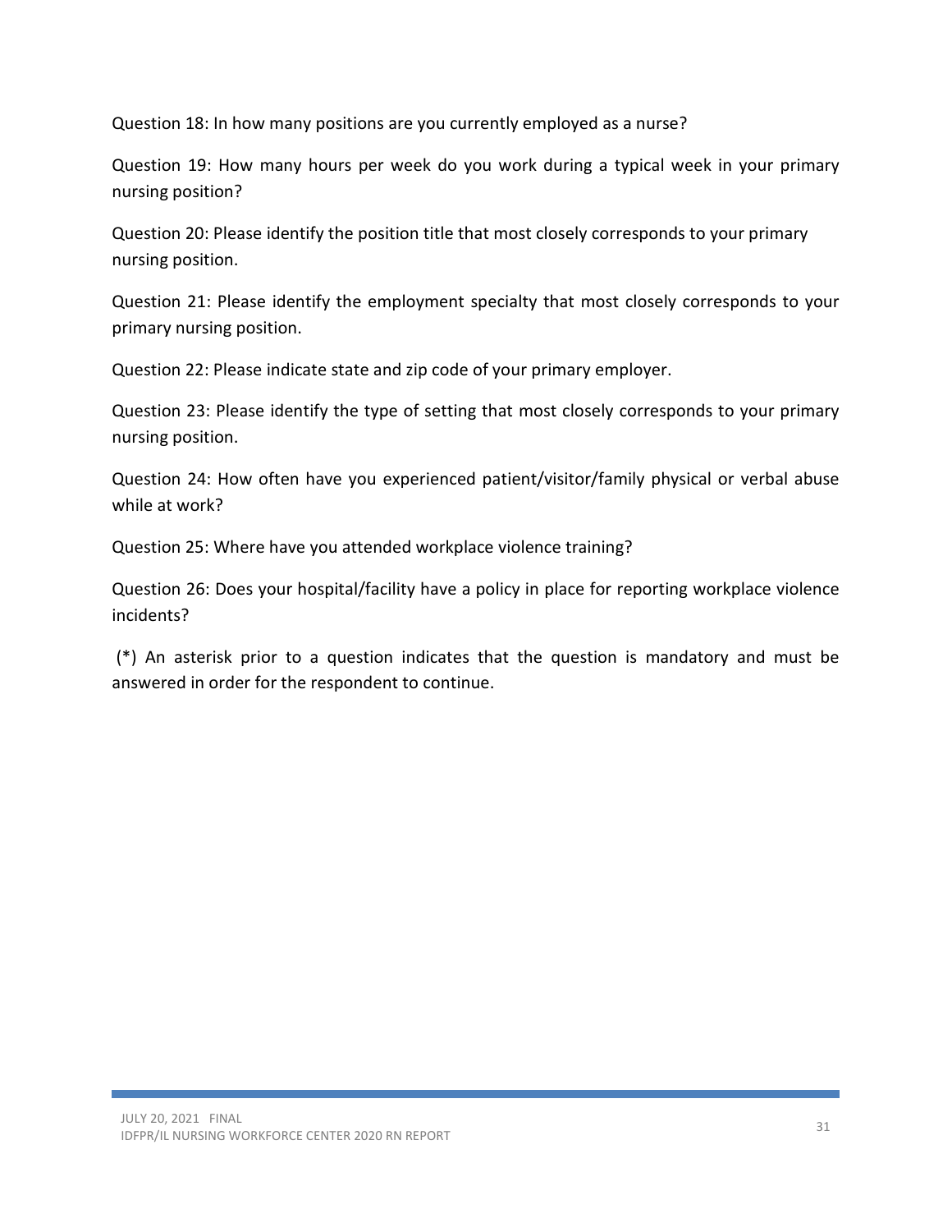Question 18: In how many positions are you currently employed as a nurse?

Question 19: How many hours per week do you work during a typical week in your primary nursing position?

Question 20: Please identify the position title that most closely corresponds to your primary nursing position.

Question 21: Please identify the employment specialty that most closely corresponds to your primary nursing position.

Question 22: Please indicate state and zip code of your primary employer.

Question 23: Please identify the type of setting that most closely corresponds to your primary nursing position.

Question 24: How often have you experienced patient/visitor/family physical or verbal abuse while at work?

Question 25: Where have you attended workplace violence training?

Question 26: Does your hospital/facility have a policy in place for reporting workplace violence incidents?

(*) An asterisk prior to a question indicates that the question is mandatory and must be answered in order for the respondent to continue.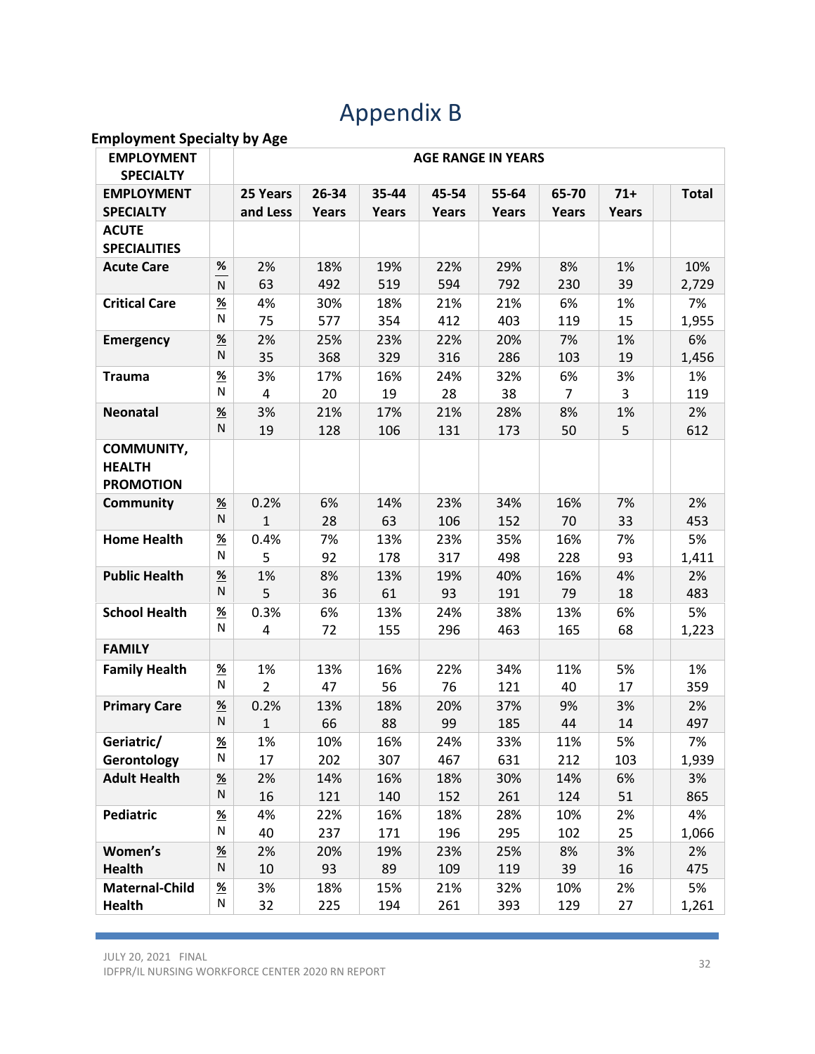# Appendix B

**Employment Specialty by Age**

| EMPLOYMENT SPECIALTY | | AGE RANGE IN YEARS | | | | | | | | |
|---|---|---|---|---|---|---|---|---|---|---|
| **EMPLOYMENT SPECIALTY** | | **25 Years and Less** | **26-34 Years** | **35-44 Years** | **45-54 Years** | **55-64 Years** | **65-70 Years** | **71+ Years** | | **Total** |
| **ACUTE SPECIALITIES** | | | | | | | | | | |
| **Acute Care** | % | 2% | 18% | 19% | 22% | 29% | 8% | 1% | | 10% |
| | N | 63 | 492 | 519 | 594 | 792 | 230 | 39 | | 2,729 |
| **Critical Care** | % | 4% | 30% | 18% | 21% | 21% | 6% | 1% | | 7% |
| | N | 75 | 577 | 354 | 412 | 403 | 119 | 15 | | 1,955 |
| **Emergency** | % | 2% | 25% | 23% | 22% | 20% | 7% | 1% | | 6% |
| | N | 35 | 368 | 329 | 316 | 286 | 103 | 19 | | 1,456 |
| **Trauma** | % | 3% | 17% | 16% | 24% | 32% | 6% | 3% | | 1% |
| | N | 4 | 20 | 19 | 28 | 38 | 7 | 3 | | 119 |
| **Neonatal** | % | 3% | 21% | 17% | 21% | 28% | 8% | 1% | | 2% |
| | N | 19 | 128 | 106 | 131 | 173 | 50 | 5 | | 612 |
| **COMMUNITY, HEALTH PROMOTION** | | | | | | | | | | |
| **Community** | % | 0.2% | 6% | 14% | 23% | 34% | 16% | 7% | | 2% |
| | N | 1 | 28 | 63 | 106 | 152 | 70 | 33 | | 453 |
| **Home Health** | % | 0.4% | 7% | 13% | 23% | 35% | 16% | 7% | | 5% |
| | N | 5 | 92 | 178 | 317 | 498 | 228 | 93 | | 1,411 |
| **Public Health** | % | 1% | 8% | 13% | 19% | 40% | 16% | 4% | | 2% |
| | N | 5 | 36 | 61 | 93 | 191 | 79 | 18 | | 483 |
| **School Health** | % | 0.3% | 6% | 13% | 24% | 38% | 13% | 6% | | 5% |
| | N | 4 | 72 | 155 | 296 | 463 | 165 | 68 | | 1,223 |
| **FAMILY** | | | | | | | | | | |
| **Family Health** | % | 1% | 13% | 16% | 22% | 34% | 11% | 5% | | 1% |
| | N | 2 | 47 | 56 | 76 | 121 | 40 | 17 | | 359 |
| **Primary Care** | % | 0.2% | 13% | 18% | 20% | 37% | 9% | 3% | | 2% |
| | N | 1 | 66 | 88 | 99 | 185 | 44 | 14 | | 497 |
| **Geriatric/ Gerontology** | % | 1% | 10% | 16% | 24% | 33% | 11% | 5% | | 7% |
| | N | 17 | 202 | 307 | 467 | 631 | 212 | 103 | | 1,939 |
| **Adult Health** | % | 2% | 14% | 16% | 18% | 30% | 14% | 6% | | 3% |
| | N | 16 | 121 | 140 | 152 | 261 | 124 | 51 | | 865 |
| **Pediatric** | % | 4% | 22% | 16% | 18% | 28% | 10% | 2% | | 4% |
| | N | 40 | 237 | 171 | 196 | 295 | 102 | 25 | | 1,066 |
| **Women's Health** | % | 2% | 20% | 19% | 23% | 25% | 8% | 3% | | 2% |
| | N | 10 | 93 | 89 | 109 | 119 | 39 | 16 | | 475 |
| **Maternal-Child Health** | % | 3% | 18% | 15% | 21% | 32% | 10% | 2% | | 5% |
| | N | 32 | 225 | 194 | 261 | 393 | 129 | 27 | | 1,261 |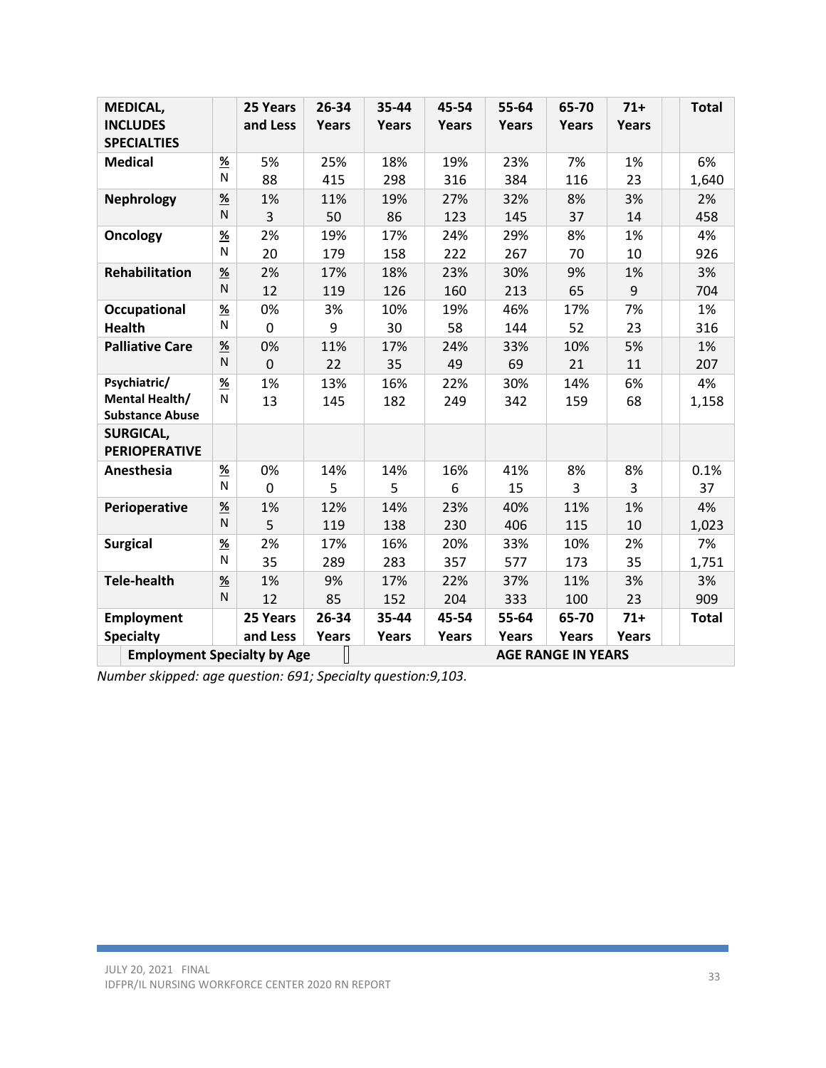| MEDICAL, INCLUDES SPECIALTIES | | 25 Years and Less | 26-34 Years | 35-44 Years | 45-54 Years | 55-64 Years | 65-70 Years | 71+ Years | | Total |
|---|---|---|---|---|---|---|---|---|---|---|
| **Medical** | % | 5% | 25% | 18% | 19% | 23% | 7% | 1% | | 6% |
| | N | 88 | 415 | 298 | 316 | 384 | 116 | 23 | | 1,640 |
| **Nephrology** | % | 1% | 11% | 19% | 27% | 32% | 8% | 3% | | 2% |
| | N | 3 | 50 | 86 | 123 | 145 | 37 | 14 | | 458 |
| **Oncology** | % | 2% | 19% | 17% | 24% | 29% | 8% | 1% | | 4% |
| | N | 20 | 179 | 158 | 222 | 267 | 70 | 10 | | 926 |
| **Rehabilitation** | % | 2% | 17% | 18% | 23% | 30% | 9% | 1% | | 3% |
| | N | 12 | 119 | 126 | 160 | 213 | 65 | 9 | | 704 |
| **Occupational Health** | % | 0% | 3% | 10% | 19% | 46% | 17% | 7% | | 1% |
| | N | 0 | 9 | 30 | 58 | 144 | 52 | 23 | | 316 |
| **Palliative Care** | % | 0% | 11% | 17% | 24% | 33% | 10% | 5% | | 1% |
| | N | 0 | 22 | 35 | 49 | 69 | 21 | 11 | | 207 |
| **Psychiatric/ Mental Health/ Substance Abuse** | % | 1% | 13% | 16% | 22% | 30% | 14% | 6% | | 4% |
| | N | 13 | 145 | 182 | 249 | 342 | 159 | 68 | | 1,158 |
| **SURGICAL, PERIOPERATIVE** | | | | | | | | | | |
| **Anesthesia** | % | 0% | 14% | 14% | 16% | 41% | 8% | 8% | | 0.1% |
| | N | 0 | 5 | 5 | 6 | 15 | 3 | 3 | | 37 |
| **Perioperative** | % | 1% | 12% | 14% | 23% | 40% | 11% | 1% | | 4% |
| | N | 5 | 119 | 138 | 230 | 406 | 115 | 10 | | 1,023 |
| **Surgical** | % | 2% | 17% | 16% | 20% | 33% | 10% | 2% | | 7% |
| | N | 35 | 289 | 283 | 357 | 577 | 173 | 35 | | 1,751 |
| **Tele-health** | % | 1% | 9% | 17% | 22% | 37% | 11% | 3% | | 3% |
| | N | 12 | 85 | 152 | 204 | 333 | 100 | 23 | | 909 |
| **Employment Specialty** | | **25 Years and Less** | **26-34 Years** | **35-44 Years** | **45-54 Years** | **55-64 Years** | **65-70 Years** | **71+ Years** | | **Total** |
| **Employment Specialty by Age** | | | **AGE RANGE IN YEARS** | | | | | | | |

*Number skipped: age question: 691; Specialty question:9,103.*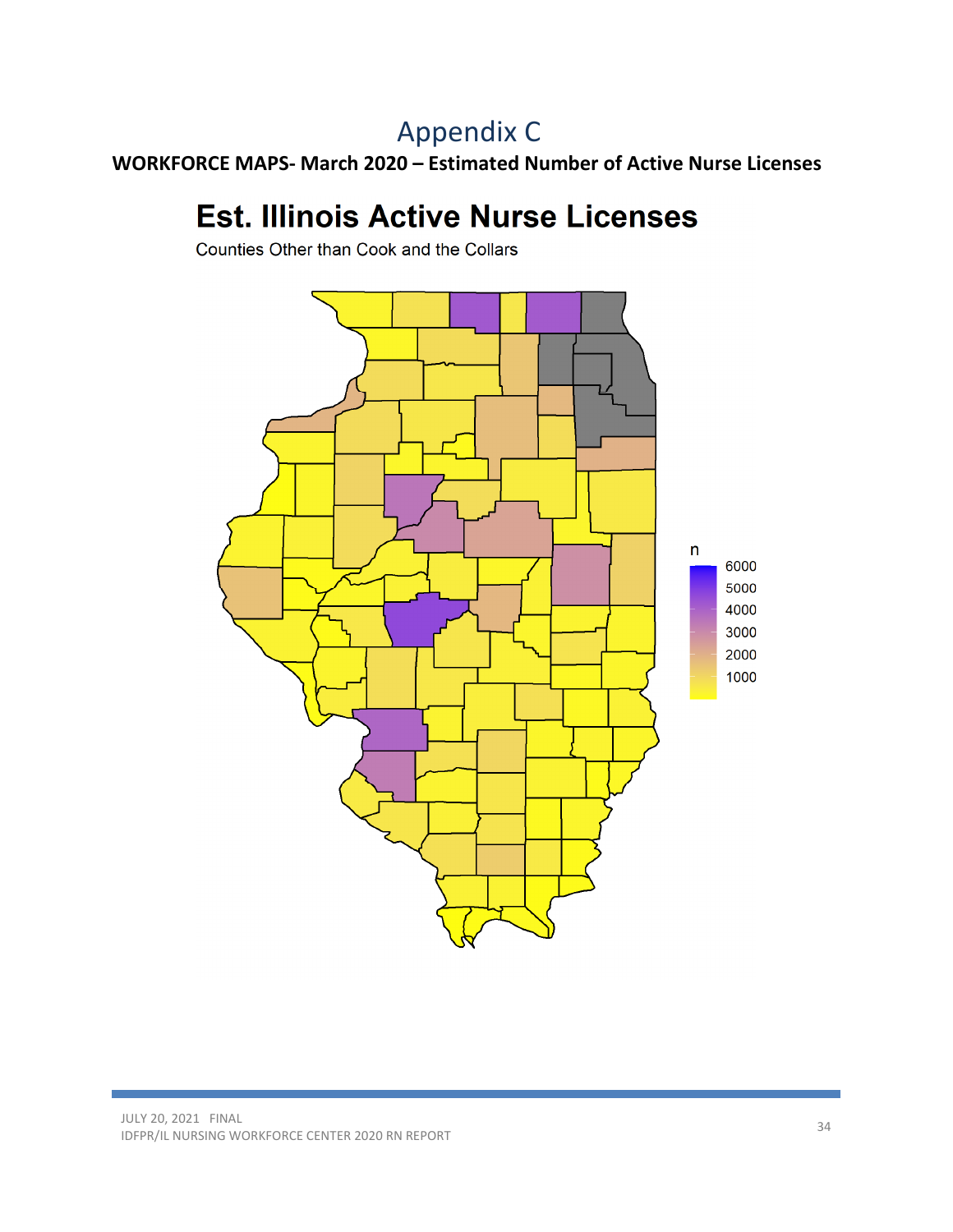# Appendix C

**WORKFORCE MAPS- March 2020 – Estimated Number of Active Nurse Licenses**

**Est. Illinois Active Nurse Licenses**

Counties Other than Cook and the Collars

n

6000
5000
4000
3000
2000
1000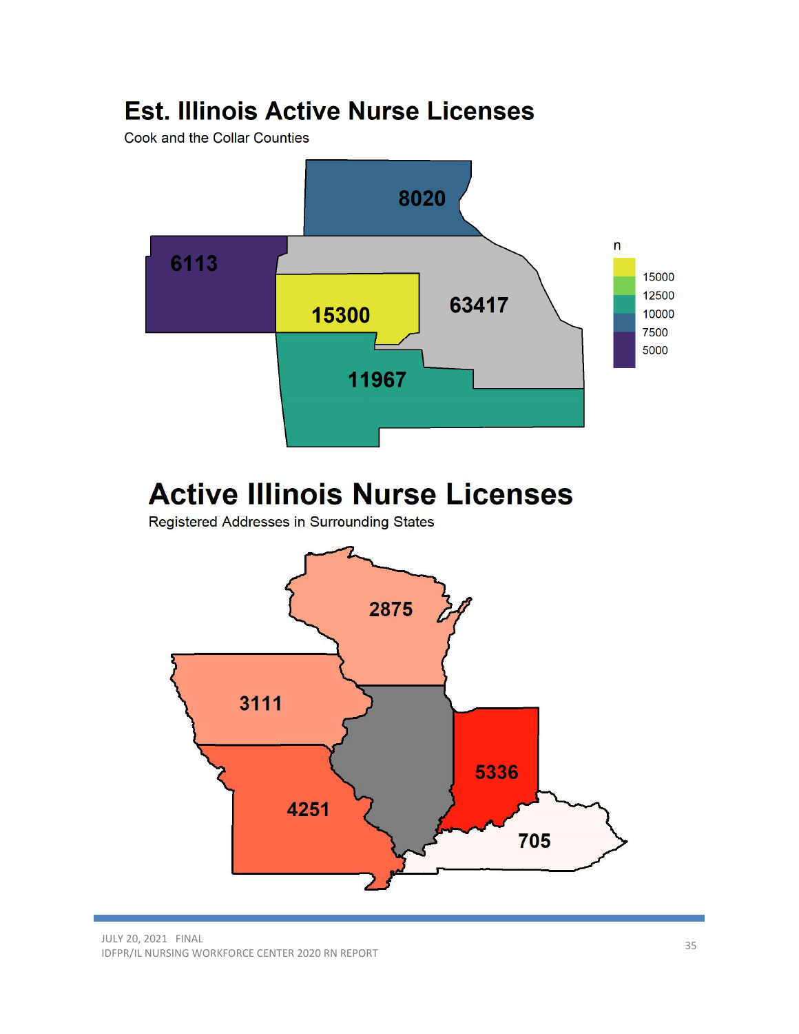## Est. Illinois Active Nurse Licenses

Cook and the Collar Counties

8020

6113

15300

63417

11967

n

15000

12500

10000

7500

5000

## Active Illinois Nurse Licenses

Registered Addresses in Surrounding States

2875

3111

4251

5336

705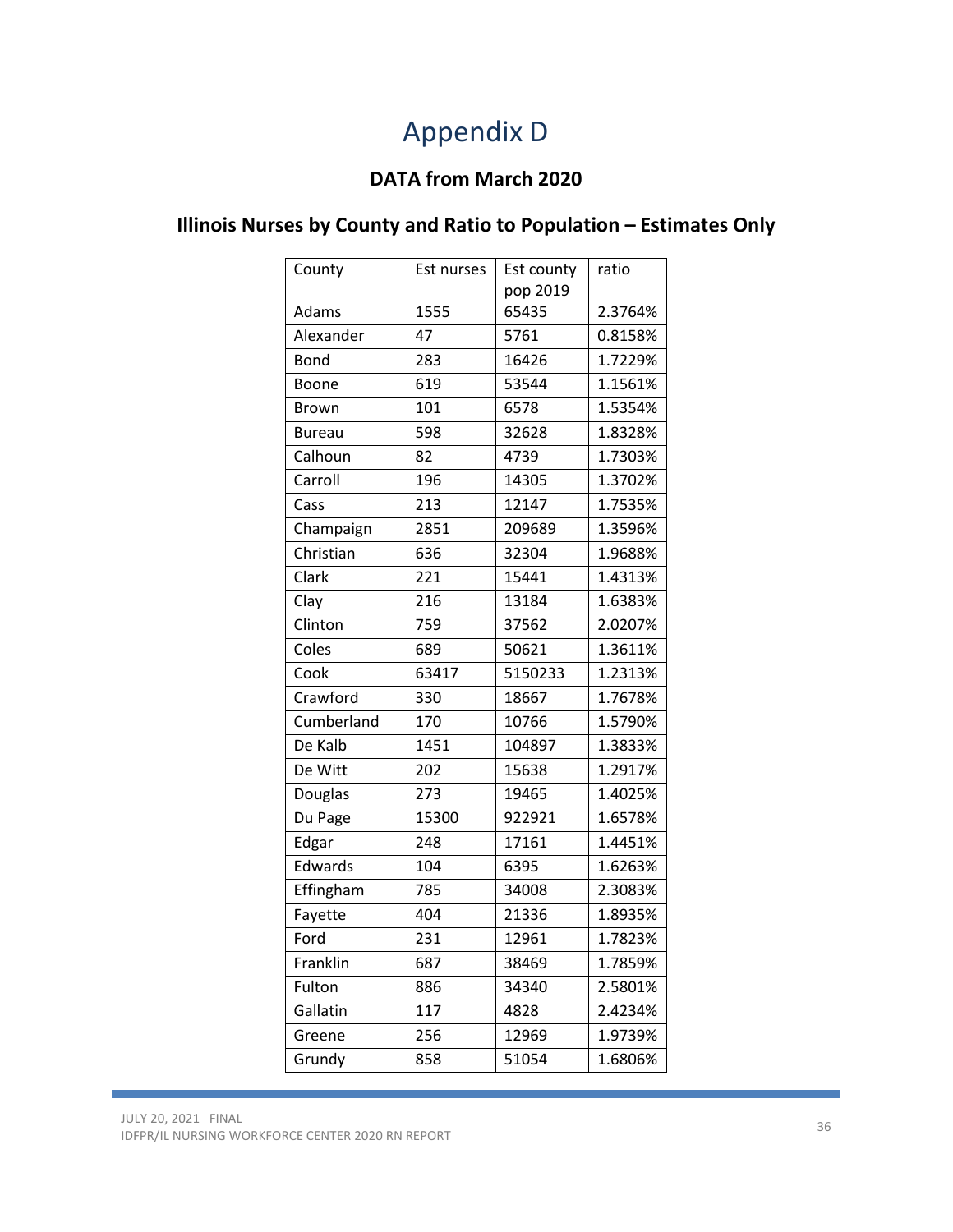# Appendix D

## DATA from March 2020

## Illinois Nurses by County and Ratio to Population – Estimates Only

| County | Est nurses | Est county pop 2019 | ratio |
|---|---|---|---|
| Adams | 1555 | 65435 | 2.3764% |
| Alexander | 47 | 5761 | 0.8158% |
| Bond | 283 | 16426 | 1.7229% |
| Boone | 619 | 53544 | 1.1561% |
| Brown | 101 | 6578 | 1.5354% |
| Bureau | 598 | 32628 | 1.8328% |
| Calhoun | 82 | 4739 | 1.7303% |
| Carroll | 196 | 14305 | 1.3702% |
| Cass | 213 | 12147 | 1.7535% |
| Champaign | 2851 | 209689 | 1.3596% |
| Christian | 636 | 32304 | 1.9688% |
| Clark | 221 | 15441 | 1.4313% |
| Clay | 216 | 13184 | 1.6383% |
| Clinton | 759 | 37562 | 2.0207% |
| Coles | 689 | 50621 | 1.3611% |
| Cook | 63417 | 5150233 | 1.2313% |
| Crawford | 330 | 18667 | 1.7678% |
| Cumberland | 170 | 10766 | 1.5790% |
| De Kalb | 1451 | 104897 | 1.3833% |
| De Witt | 202 | 15638 | 1.2917% |
| Douglas | 273 | 19465 | 1.4025% |
| Du Page | 15300 | 922921 | 1.6578% |
| Edgar | 248 | 17161 | 1.4451% |
| Edwards | 104 | 6395 | 1.6263% |
| Effingham | 785 | 34008 | 2.3083% |
| Fayette | 404 | 21336 | 1.8935% |
| Ford | 231 | 12961 | 1.7823% |
| Franklin | 687 | 38469 | 1.7859% |
| Fulton | 886 | 34340 | 2.5801% |
| Gallatin | 117 | 4828 | 2.4234% |
| Greene | 256 | 12969 | 1.9739% |
| Grundy | 858 | 51054 | 1.6806% |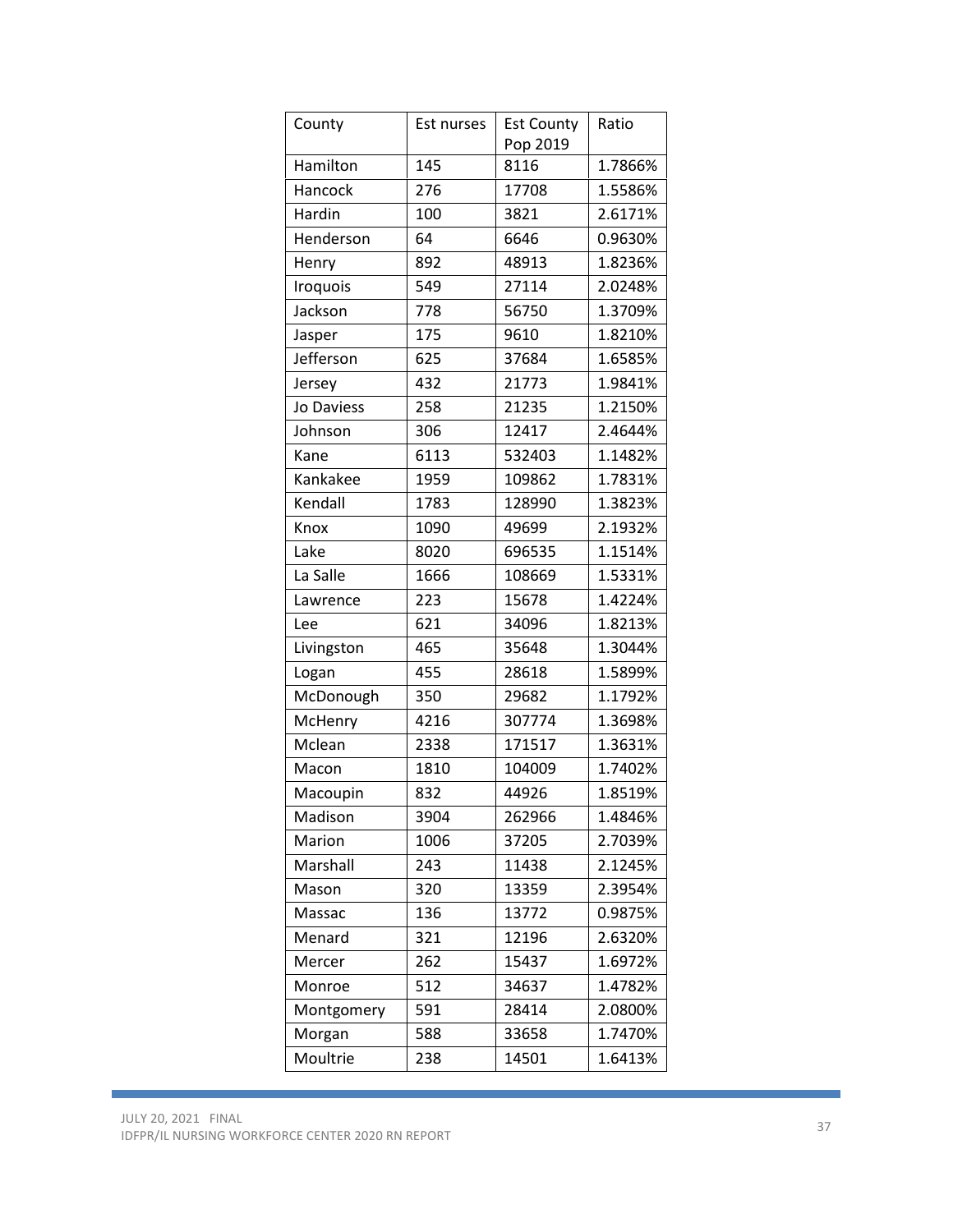| County | Est nurses | Est County Pop 2019 | Ratio |
|---|---|---|---|
| Hamilton | 145 | 8116 | 1.7866% |
| Hancock | 276 | 17708 | 1.5586% |
| Hardin | 100 | 3821 | 2.6171% |
| Henderson | 64 | 6646 | 0.9630% |
| Henry | 892 | 48913 | 1.8236% |
| Iroquois | 549 | 27114 | 2.0248% |
| Jackson | 778 | 56750 | 1.3709% |
| Jasper | 175 | 9610 | 1.8210% |
| Jefferson | 625 | 37684 | 1.6585% |
| Jersey | 432 | 21773 | 1.9841% |
| Jo Daviess | 258 | 21235 | 1.2150% |
| Johnson | 306 | 12417 | 2.4644% |
| Kane | 6113 | 532403 | 1.1482% |
| Kankakee | 1959 | 109862 | 1.7831% |
| Kendall | 1783 | 128990 | 1.3823% |
| Knox | 1090 | 49699 | 2.1932% |
| Lake | 8020 | 696535 | 1.1514% |
| La Salle | 1666 | 108669 | 1.5331% |
| Lawrence | 223 | 15678 | 1.4224% |
| Lee | 621 | 34096 | 1.8213% |
| Livingston | 465 | 35648 | 1.3044% |
| Logan | 455 | 28618 | 1.5899% |
| McDonough | 350 | 29682 | 1.1792% |
| McHenry | 4216 | 307774 | 1.3698% |
| Mclean | 2338 | 171517 | 1.3631% |
| Macon | 1810 | 104009 | 1.7402% |
| Macoupin | 832 | 44926 | 1.8519% |
| Madison | 3904 | 262966 | 1.4846% |
| Marion | 1006 | 37205 | 2.7039% |
| Marshall | 243 | 11438 | 2.1245% |
| Mason | 320 | 13359 | 2.3954% |
| Massac | 136 | 13772 | 0.9875% |
| Menard | 321 | 12196 | 2.6320% |
| Mercer | 262 | 15437 | 1.6972% |
| Monroe | 512 | 34637 | 1.4782% |
| Montgomery | 591 | 28414 | 2.0800% |
| Morgan | 588 | 33658 | 1.7470% |
| Moultrie | 238 | 14501 | 1.6413% |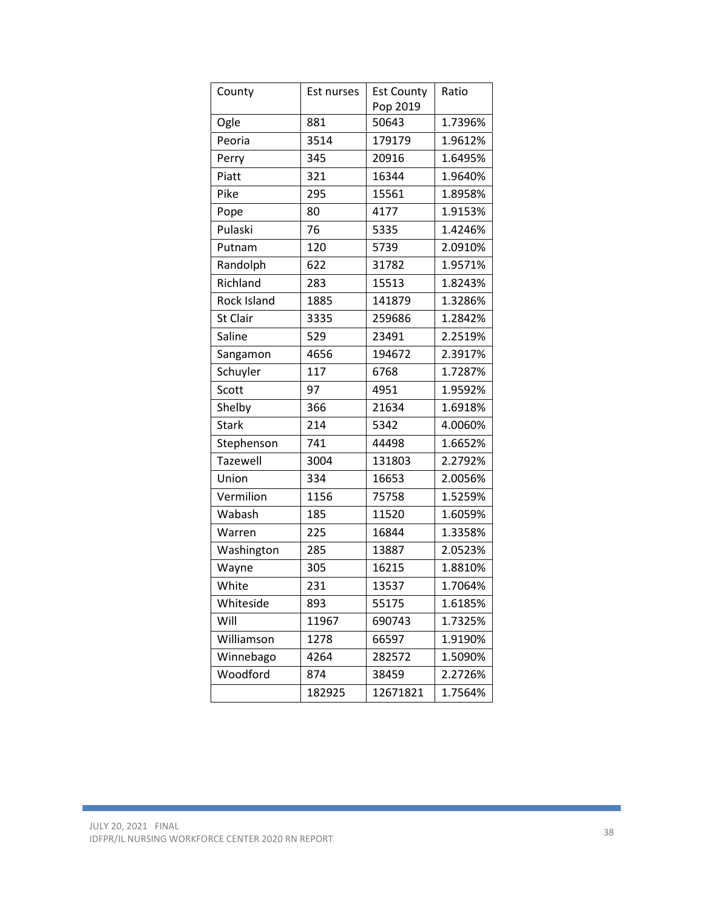| County | Est nurses | Est County Pop 2019 | Ratio |
|---|---|---|---|
| Ogle | 881 | 50643 | 1.7396% |
| Peoria | 3514 | 179179 | 1.9612% |
| Perry | 345 | 20916 | 1.6495% |
| Piatt | 321 | 16344 | 1.9640% |
| Pike | 295 | 15561 | 1.8958% |
| Pope | 80 | 4177 | 1.9153% |
| Pulaski | 76 | 5335 | 1.4246% |
| Putnam | 120 | 5739 | 2.0910% |
| Randolph | 622 | 31782 | 1.9571% |
| Richland | 283 | 15513 | 1.8243% |
| Rock Island | 1885 | 141879 | 1.3286% |
| St Clair | 3335 | 259686 | 1.2842% |
| Saline | 529 | 23491 | 2.2519% |
| Sangamon | 4656 | 194672 | 2.3917% |
| Schuyler | 117 | 6768 | 1.7287% |
| Scott | 97 | 4951 | 1.9592% |
| Shelby | 366 | 21634 | 1.6918% |
| Stark | 214 | 5342 | 4.0060% |
| Stephenson | 741 | 44498 | 1.6652% |
| Tazewell | 3004 | 131803 | 2.2792% |
| Union | 334 | 16653 | 2.0056% |
| Vermilion | 1156 | 75758 | 1.5259% |
| Wabash | 185 | 11520 | 1.6059% |
| Warren | 225 | 16844 | 1.3358% |
| Washington | 285 | 13887 | 2.0523% |
| Wayne | 305 | 16215 | 1.8810% |
| White | 231 | 13537 | 1.7064% |
| Whiteside | 893 | 55175 | 1.6185% |
| Will | 11967 | 690743 | 1.7325% |
| Williamson | 1278 | 66597 | 1.9190% |
| Winnebago | 4264 | 282572 | 1.5090% |
| Woodford | 874 | 38459 | 2.2726% |
| | 182925 | 12671821 | 1.7564% |